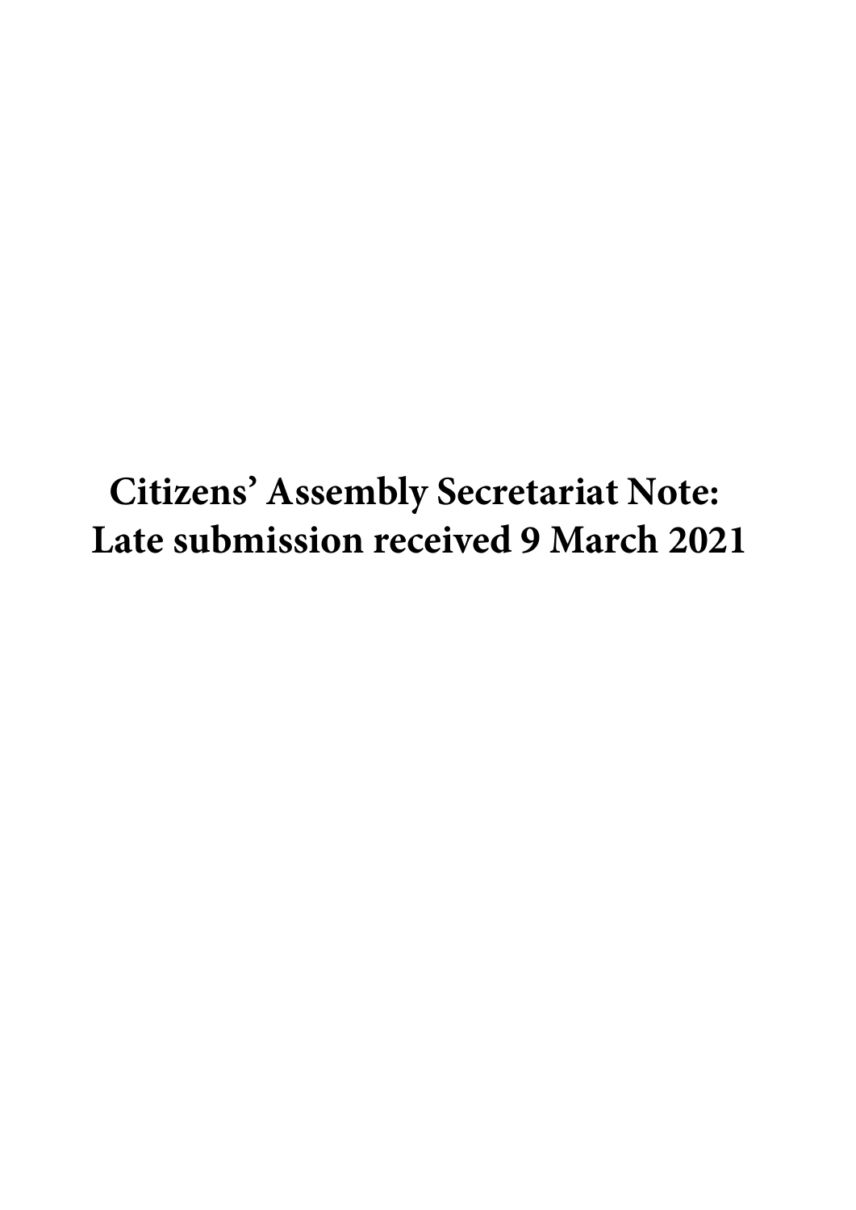# Citizens' Assembly Secretariat Note: Late submission received 9 March 2021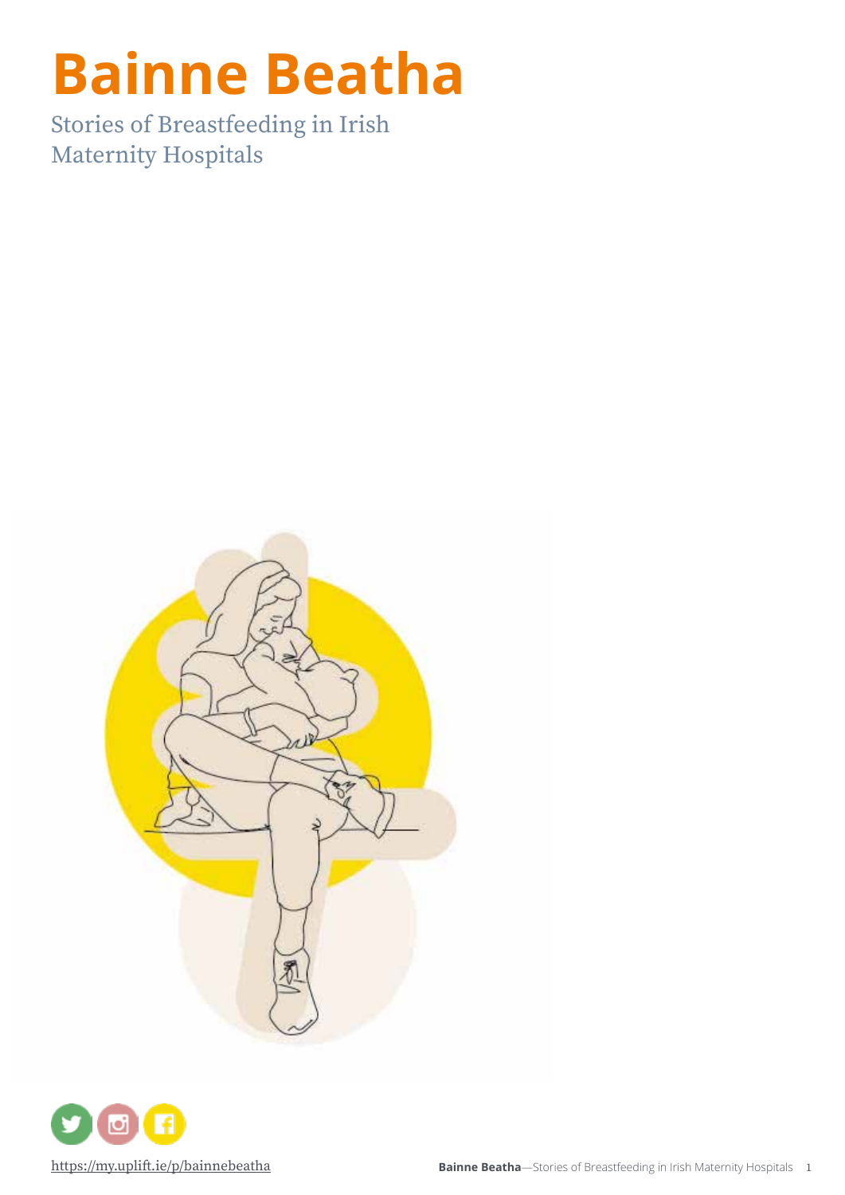# Bainne Beatha

Stories of Breastfeeding in Irish Maternity Hospitals

https://my.uplift.ie/p/bainnebeatha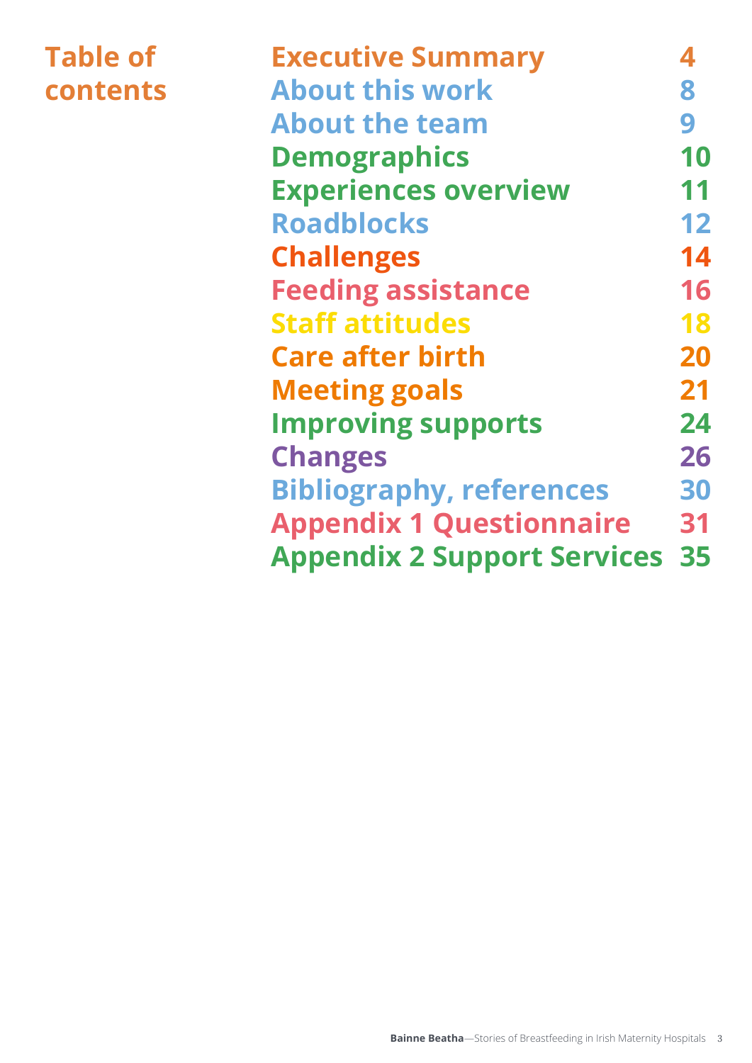# Table of contents

| | |
|---|---|
| Executive Summary | 4 |
| About this work | 8 |
| About the team | 9 |
| Demographics | 10 |
| Experiences overview | 11 |
| Roadblocks | 12 |
| Challenges | 14 |
| Feeding assistance | 16 |
| Staff attitudes | 18 |
| Care after birth | 20 |
| Meeting goals | 21 |
| Improving supports | 24 |
| Changes | 26 |
| Bibliography, references | 30 |
| Appendix 1 Questionnaire | 31 |
| Appendix 2 Support Services | 35 |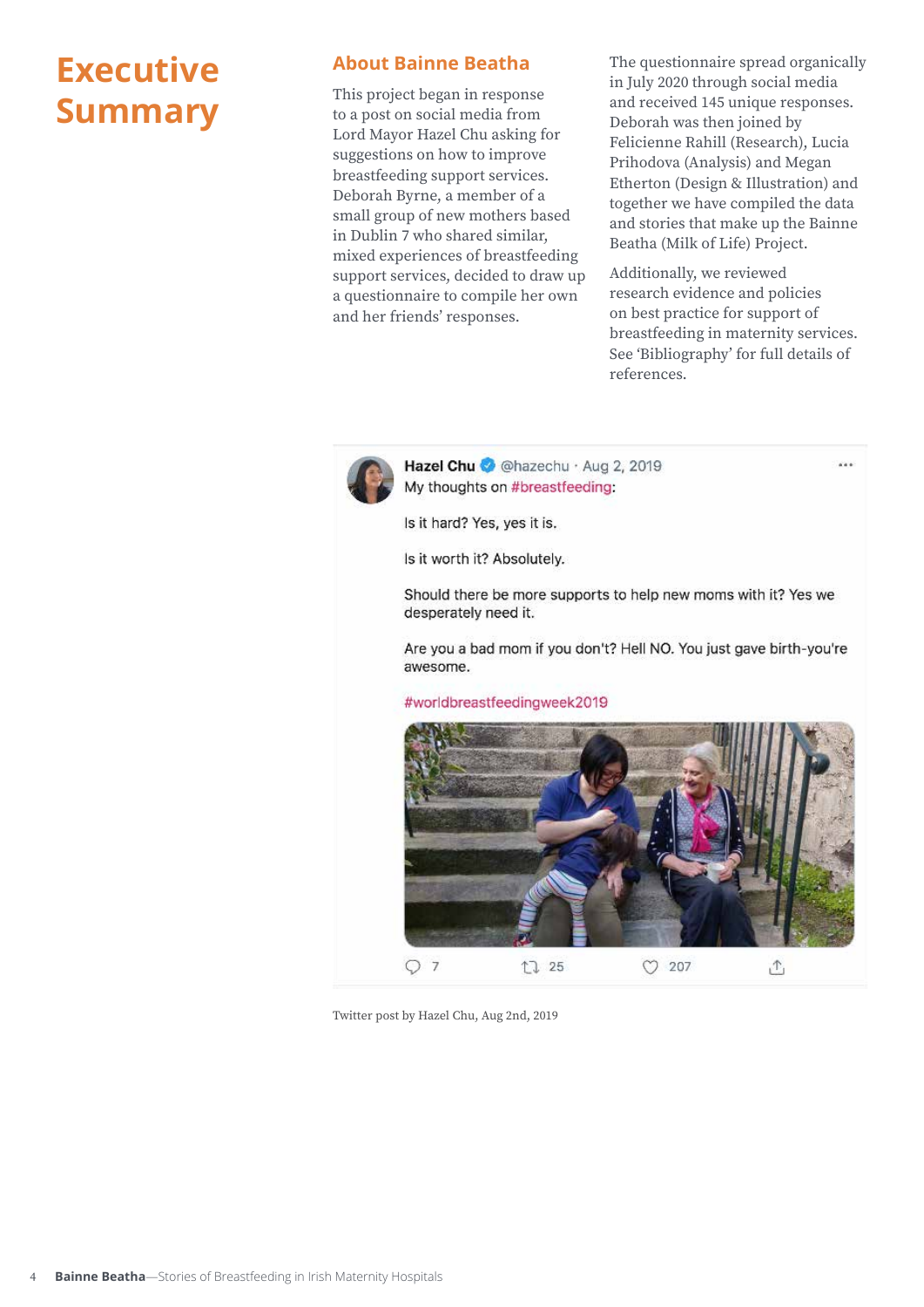# Executive Summary

## About Bainne Beatha

This project began in response to a post on social media from Lord Mayor Hazel Chu asking for suggestions on how to improve breastfeeding support services. Deborah Byrne, a member of a small group of new mothers based in Dublin 7 who shared similar, mixed experiences of breastfeeding support services, decided to draw up a questionnaire to compile her own and her friends' responses.

The questionnaire spread organically in July 2020 through social media and received 145 unique responses. Deborah was then joined by Felicienne Rahill (Research), Lucia Prihodova (Analysis) and Megan Etherton (Design & Illustration) and together we have compiled the data and stories that make up the Bainne Beatha (Milk of Life) Project.

Additionally, we reviewed research evidence and policies on best practice for support of breastfeeding in maternity services. See 'Bibliography' for full details of references.

Hazel Chu @hazechu · Aug 2, 2019

My thoughts on #breastfeeding:

Is it hard? Yes, yes it is.

Is it worth it? Absolutely.

Should there be more supports to help new moms with it? Yes we desperately need it.

Are you a bad mom if you don't? Hell NO. You just gave birth-you're awesome.

#worldbreastfeedingweek2019

7 · 25 · 207

Twitter post by Hazel Chu, Aug 2nd, 2019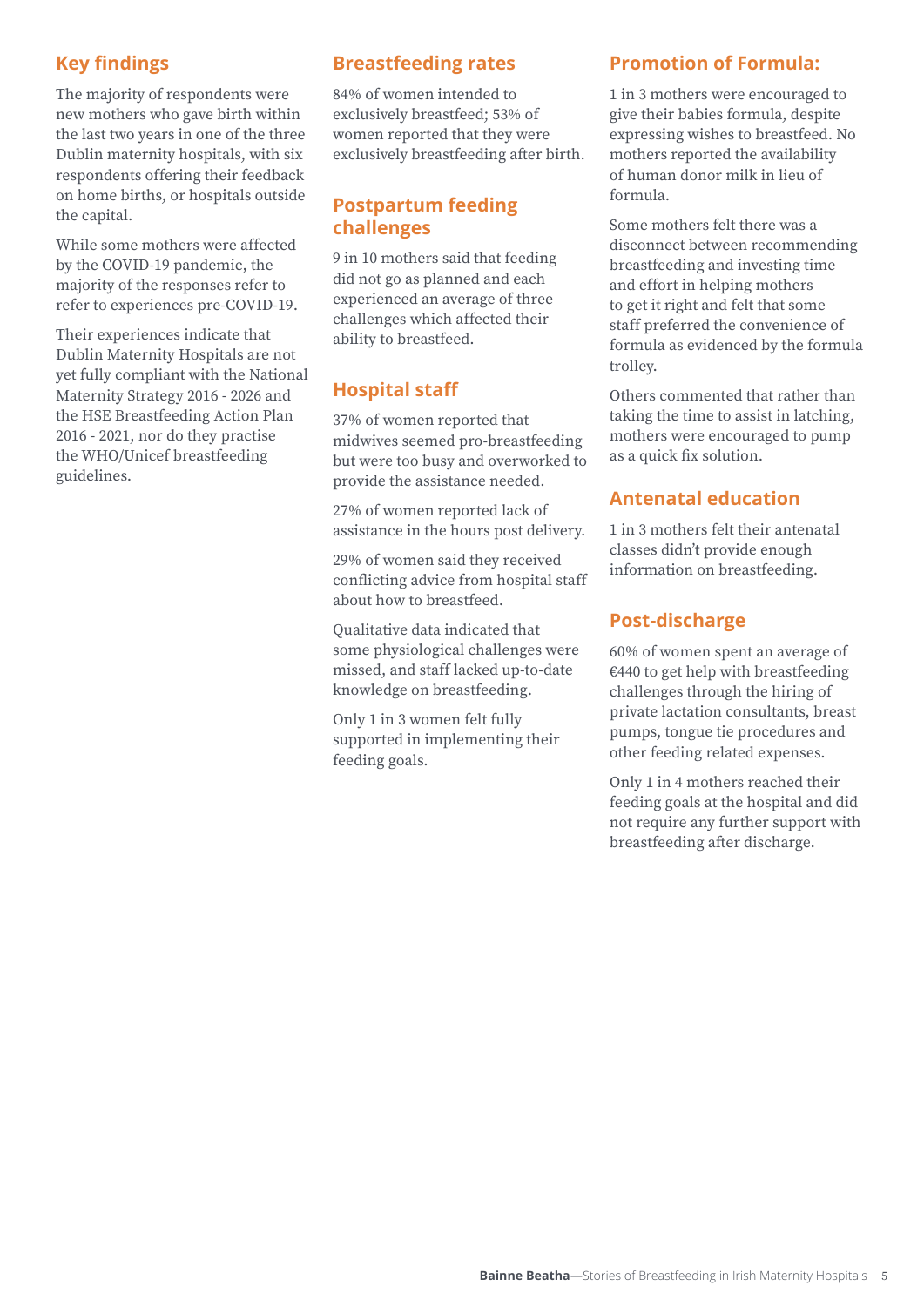## Key findings

The majority of respondents were new mothers who gave birth within the last two years in one of the three Dublin maternity hospitals, with six respondents offering their feedback on home births, or hospitals outside the capital.

While some mothers were affected by the COVID-19 pandemic, the majority of the responses refer to refer to experiences pre-COVID-19.

Their experiences indicate that Dublin Maternity Hospitals are not yet fully compliant with the National Maternity Strategy 2016 - 2026 and the HSE Breastfeeding Action Plan 2016 - 2021, nor do they practise the WHO/Unicef breastfeeding guidelines.

## Breastfeeding rates

84% of women intended to exclusively breastfeed; 53% of women reported that they were exclusively breastfeeding after birth.

## Postpartum feeding challenges

9 in 10 mothers said that feeding did not go as planned and each experienced an average of three challenges which affected their ability to breastfeed.

## Hospital staff

37% of women reported that midwives seemed pro-breastfeeding but were too busy and overworked to provide the assistance needed.

27% of women reported lack of assistance in the hours post delivery.

29% of women said they received conflicting advice from hospital staff about how to breastfeed.

Qualitative data indicated that some physiological challenges were missed, and staff lacked up-to-date knowledge on breastfeeding.

Only 1 in 3 women felt fully supported in implementing their feeding goals.

## Promotion of Formula:

1 in 3 mothers were encouraged to give their babies formula, despite expressing wishes to breastfeed. No mothers reported the availability of human donor milk in lieu of formula.

Some mothers felt there was a disconnect between recommending breastfeeding and investing time and effort in helping mothers to get it right and felt that some staff preferred the convenience of formula as evidenced by the formula trolley.

Others commented that rather than taking the time to assist in latching, mothers were encouraged to pump as a quick fix solution.

## Antenatal education

1 in 3 mothers felt their antenatal classes didn't provide enough information on breastfeeding.

## Post-discharge

60% of women spent an average of €440 to get help with breastfeeding challenges through the hiring of private lactation consultants, breast pumps, tongue tie procedures and other feeding related expenses.

Only 1 in 4 mothers reached their feeding goals at the hospital and did not require any further support with breastfeeding after discharge.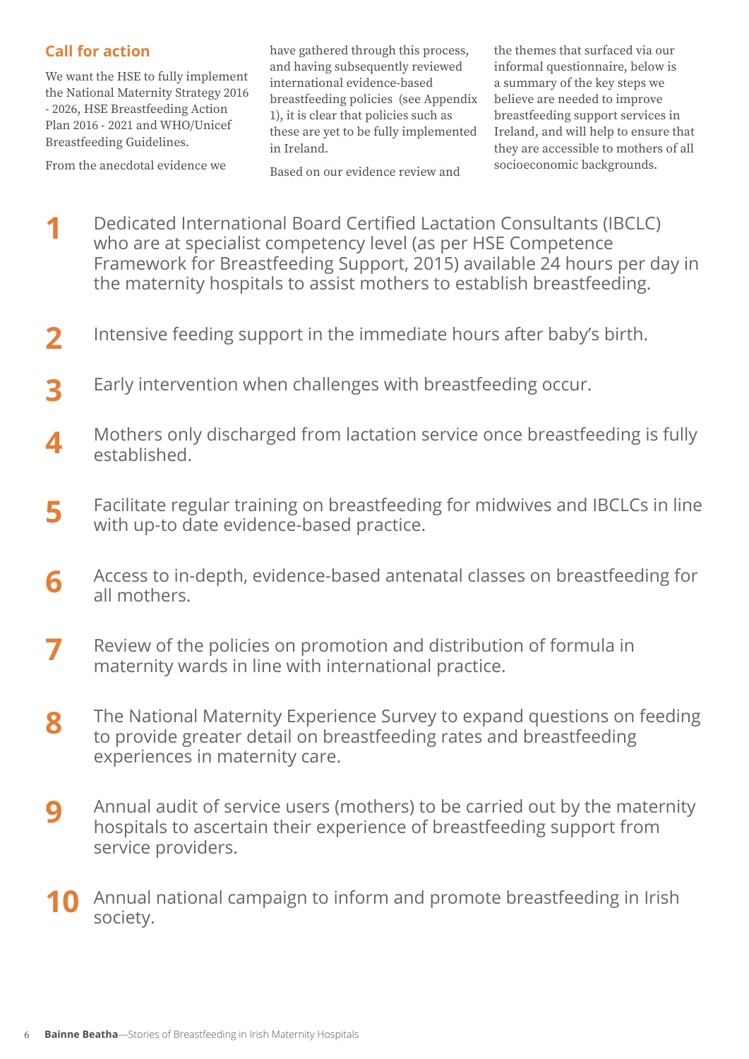## Call for action

We want the HSE to fully implement the National Maternity Strategy 2016 - 2026, HSE Breastfeeding Action Plan 2016 - 2021 and WHO/Unicef Breastfeeding Guidelines.

From the anecdotal evidence we have gathered through this process, and having subsequently reviewed international evidence-based breastfeeding policies (see Appendix 1), it is clear that policies such as these are yet to be fully implemented in Ireland.

Based on our evidence review and the themes that surfaced via our informal questionnaire, below is a summary of the key steps we believe are needed to improve breastfeeding support services in Ireland, and will help to ensure that they are accessible to mothers of all socioeconomic backgrounds.

1. Dedicated International Board Certified Lactation Consultants (IBCLC) who are at specialist competency level (as per HSE Competence Framework for Breastfeeding Support, 2015) available 24 hours per day in the maternity hospitals to assist mothers to establish breastfeeding.
2. Intensive feeding support in the immediate hours after baby's birth.
3. Early intervention when challenges with breastfeeding occur.
4. Mothers only discharged from lactation service once breastfeeding is fully established.
5. Facilitate regular training on breastfeeding for midwives and IBCLCs in line with up-to date evidence-based practice.
6. Access to in-depth, evidence-based antenatal classes on breastfeeding for all mothers.
7. Review of the policies on promotion and distribution of formula in maternity wards in line with international practice.
8. The National Maternity Experience Survey to expand questions on feeding to provide greater detail on breastfeeding rates and breastfeeding experiences in maternity care.
9. Annual audit of service users (mothers) to be carried out by the maternity hospitals to ascertain their experience of breastfeeding support from service providers.
10. Annual national campaign to inform and promote breastfeeding in Irish society.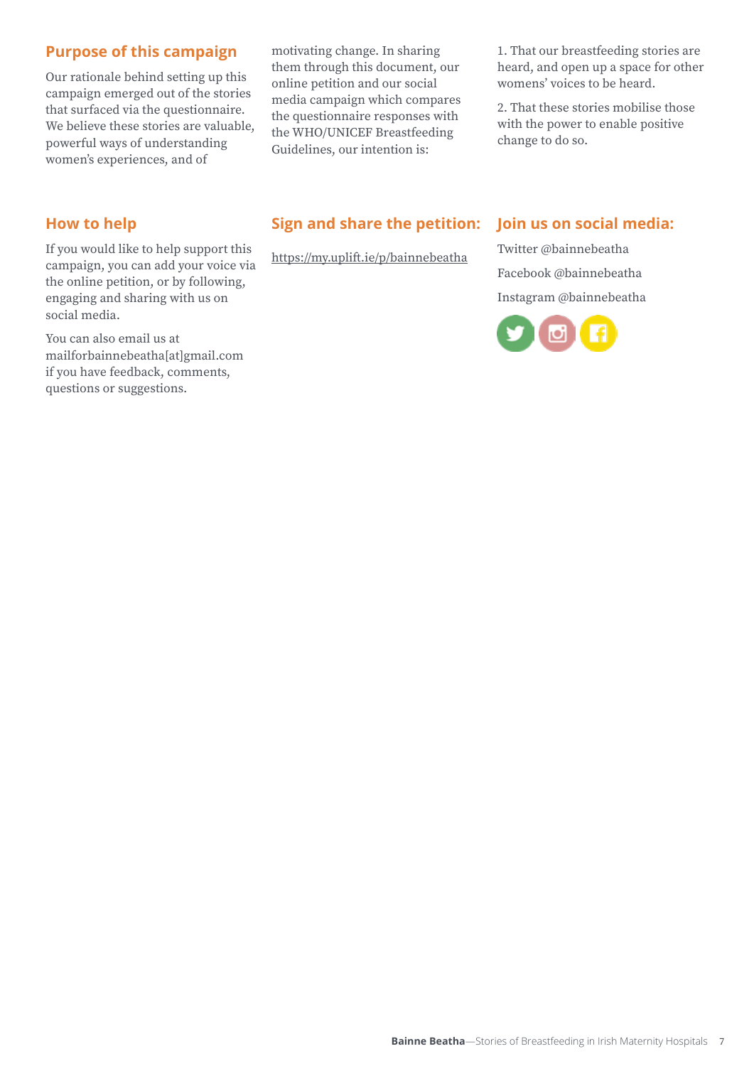## Purpose of this campaign

Our rationale behind setting up this campaign emerged out of the stories that surfaced via the questionnaire. We believe these stories are valuable, powerful ways of understanding women's experiences, and of motivating change. In sharing them through this document, our online petition and our social media campaign which compares the questionnaire responses with the WHO/UNICEF Breastfeeding Guidelines, our intention is:

1. That our breastfeeding stories are heard, and open up a space for other womens' voices to be heard.

2. That these stories mobilise those with the power to enable positive change to do so.

## How to help

If you would like to help support this campaign, you can add your voice via the online petition, or by following, engaging and sharing with us on social media.

You can also email us at mailforbainnebeatha[at]gmail.com if you have feedback, comments, questions or suggestions.

## Sign and share the petition:

https://my.uplift.ie/p/bainnebeatha

## Join us on social media:

Twitter @bainnebeatha

Facebook @bainnebeatha

Instagram @bainnebeatha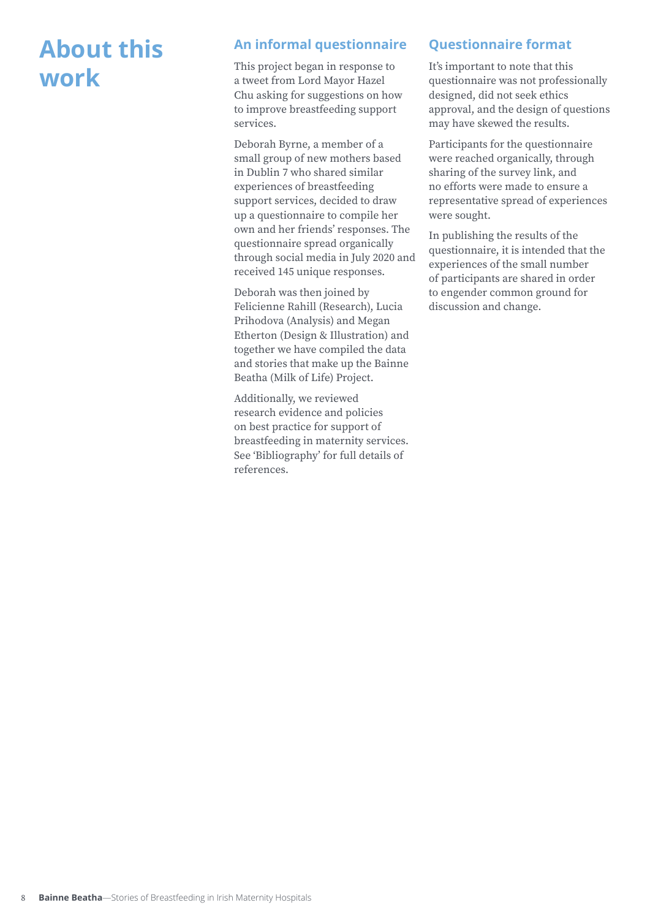# About this work

## An informal questionnaire

This project began in response to a tweet from Lord Mayor Hazel Chu asking for suggestions on how to improve breastfeeding support services.

Deborah Byrne, a member of a small group of new mothers based in Dublin 7 who shared similar experiences of breastfeeding support services, decided to draw up a questionnaire to compile her own and her friends' responses. The questionnaire spread organically through social media in July 2020 and received 145 unique responses.

Deborah was then joined by Felicienne Rahill (Research), Lucia Prihodova (Analysis) and Megan Etherton (Design & Illustration) and together we have compiled the data and stories that make up the Bainne Beatha (Milk of Life) Project.

Additionally, we reviewed research evidence and policies on best practice for support of breastfeeding in maternity services. See 'Bibliography' for full details of references.

## Questionnaire format

It's important to note that this questionnaire was not professionally designed, did not seek ethics approval, and the design of questions may have skewed the results.

Participants for the questionnaire were reached organically, through sharing of the survey link, and no efforts were made to ensure a representative spread of experiences were sought.

In publishing the results of the questionnaire, it is intended that the experiences of the small number of participants are shared in order to engender common ground for discussion and change.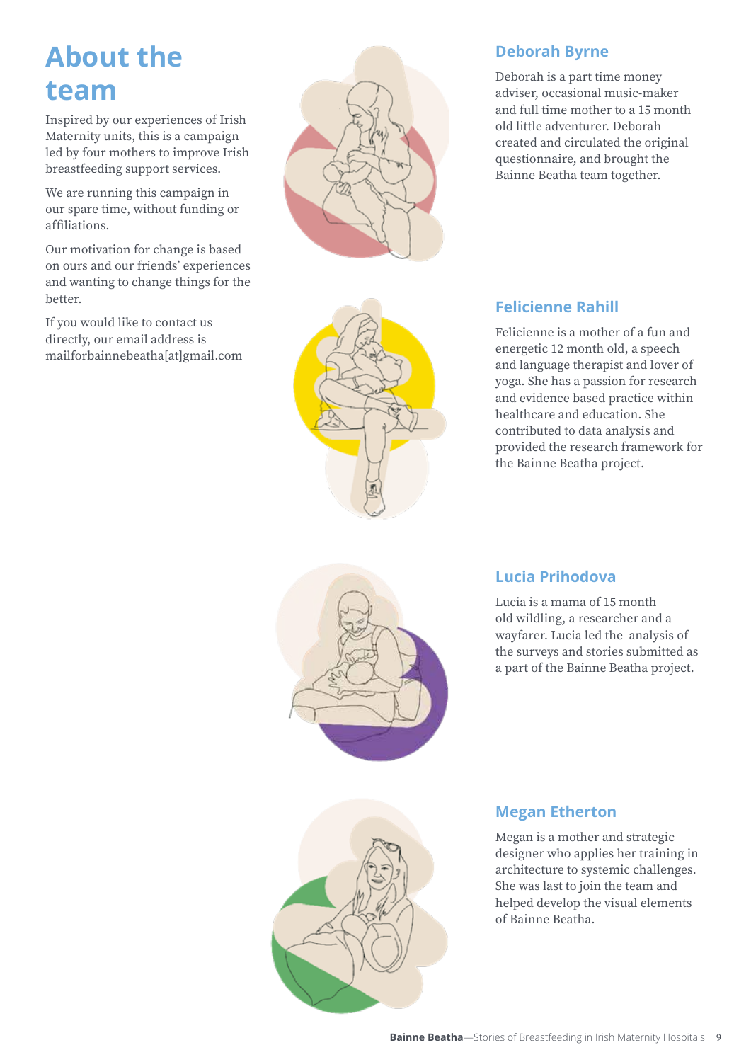# About the team

Inspired by our experiences of Irish Maternity units, this is a campaign led by four mothers to improve Irish breastfeeding support services.

We are running this campaign in our spare time, without funding or affiliations.

Our motivation for change is based on ours and our friends' experiences and wanting to change things for the better.

If you would like to contact us directly, our email address is mailforbainnebeatha[at]gmail.com

## Deborah Byrne

Deborah is a part time money adviser, occasional music-maker and full time mother to a 15 month old little adventurer. Deborah created and circulated the original questionnaire, and brought the Bainne Beatha team together.

## Felicienne Rahill

Felicienne is a mother of a fun and energetic 12 month old, a speech and language therapist and lover of yoga. She has a passion for research and evidence based practice within healthcare and education. She contributed to data analysis and provided the research framework for the Bainne Beatha project.

## Lucia Prihodova

Lucia is a mama of 15 month old wildling, a researcher and a wayfarer. Lucia led the analysis of the surveys and stories submitted as a part of the Bainne Beatha project.

## Megan Etherton

Megan is a mother and strategic designer who applies her training in architecture to systemic challenges. She was last to join the team and helped develop the visual elements of Bainne Beatha.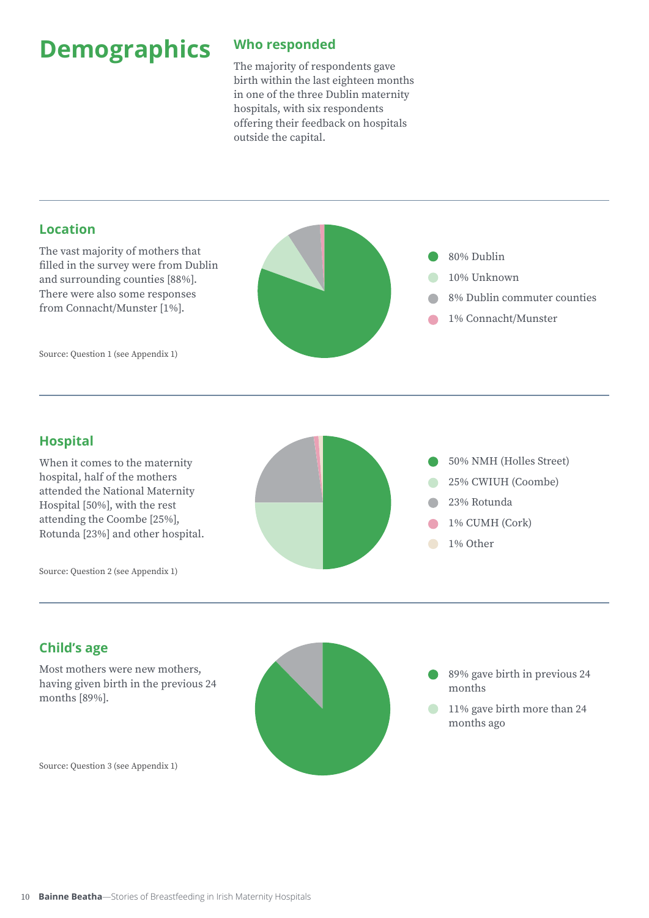# Demographics

## Who responded

The majority of respondents gave birth within the last eighteen months in one of the three Dublin maternity hospitals, with six respondents offering their feedback on hospitals outside the capital.

## Location

The vast majority of mothers that filled in the survey were from Dublin and surrounding counties [88%]. There were also some responses from Connacht/Munster [1%].

Source: Question 1 (see Appendix 1)

- 80% Dublin
- 10% Unknown
- 8% Dublin commuter counties
- 1% Connacht/Munster

## Hospital

When it comes to the maternity hospital, half of the mothers attended the National Maternity Hospital [50%], with the rest attending the Coombe [25%], Rotunda [23%] and other hospital.

Source: Question 2 (see Appendix 1)

- 50% NMH (Holles Street)
- 25% CWIUH (Coombe)
- 23% Rotunda
- 1% CUMH (Cork)
- 1% Other

## Child's age

Most mothers were new mothers, having given birth in the previous 24 months [89%].

Source: Question 3 (see Appendix 1)

- 89% gave birth in previous 24 months
- 11% gave birth more than 24 months ago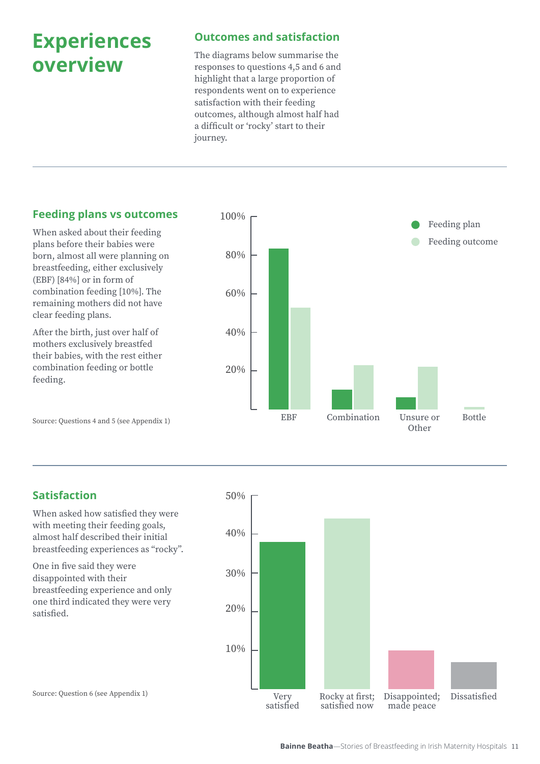# Experiences overview

## Outcomes and satisfaction

The diagrams below summarise the responses to questions 4,5 and 6 and highlight that a large proportion of respondents went on to experience satisfaction with their feeding outcomes, although almost half had a difficult or 'rocky' start to their journey.

## Feeding plans vs outcomes

When asked about their feeding plans before their babies were born, almost all were planning on breastfeeding, either exclusively (EBF) [84%] or in form of combination feeding [10%]. The remaining mothers did not have clear feeding plans.

After the birth, just over half of mothers exclusively breastfed their babies, with the rest either combination feeding or bottle feeding.

Source: Questions 4 and 5 (see Appendix 1)

## Satisfaction

When asked how satisfied they were with meeting their feeding goals, almost half described their initial breastfeeding experiences as "rocky".

One in five said they were disappointed with their breastfeeding experience and only one third indicated they were very satisfied.

Source: Question 6 (see Appendix 1)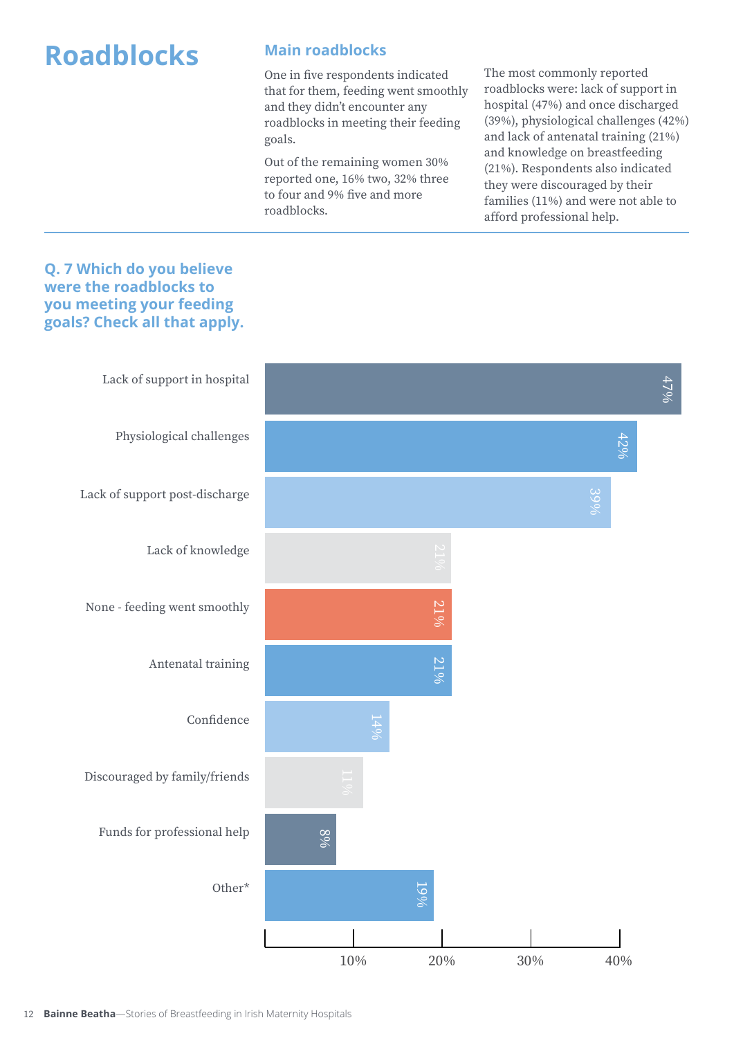# Roadblocks

## Main roadblocks

One in five respondents indicated that for them, feeding went smoothly and they didn't encounter any roadblocks in meeting their feeding goals.

Out of the remaining women 30% reported one, 16% two, 32% three to four and 9% five and more roadblocks.

The most commonly reported roadblocks were: lack of support in hospital (47%) and once discharged (39%), physiological challenges (42%) and lack of antenatal training (21%) and knowledge on breastfeeding (21%). Respondents also indicated they were discouraged by their families (11%) and were not able to afford professional help.

### Q. 7 Which do you believe were the roadblocks to you meeting your feeding goals? Check all that apply.

| Roadblock | % |
|---|---|
| Lack of support in hospital | 47% |
| Physiological challenges | 42% |
| Lack of support post-discharge | 39% |
| Lack of knowledge | 21% |
| None - feeding went smoothly | 21% |
| Antenatal training | 21% |
| Confidence | 14% |
| Discouraged by family/friends | 11% |
| Funds for professional help | 8% |
| Other* | 19% |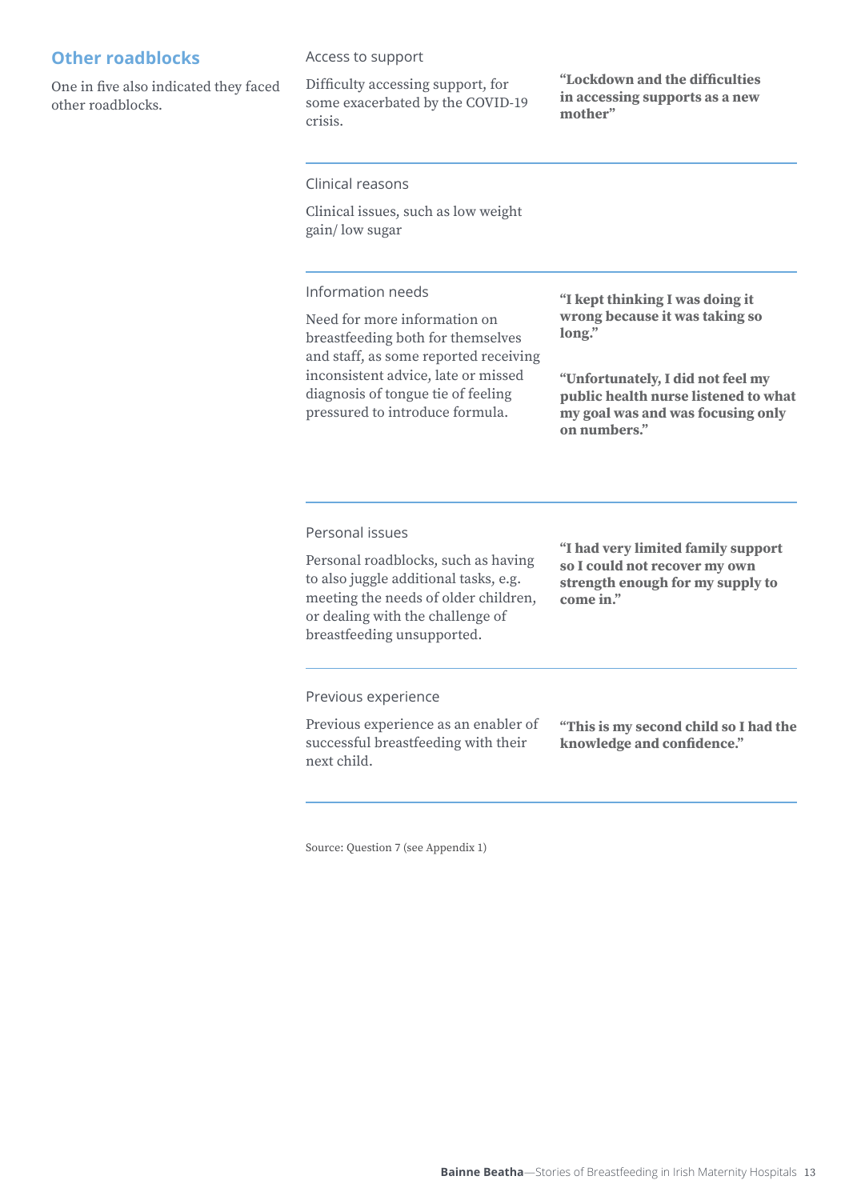## Other roadblocks

One in five also indicated they faced other roadblocks.

### Access to support

Difficulty accessing support, for some exacerbated by the COVID-19 crisis.

**“Lockdown and the difficulties in accessing supports as a new mother”**

### Clinical reasons

Clinical issues, such as low weight gain/ low sugar

### Information needs

Need for more information on breastfeeding both for themselves and staff, as some reported receiving inconsistent advice, late or missed diagnosis of tongue tie of feeling pressured to introduce formula.

**“I kept thinking I was doing it wrong because it was taking so long.”**

**“Unfortunately, I did not feel my public health nurse listened to what my goal was and was focusing only on numbers.”**

### Personal issues

Personal roadblocks, such as having to also juggle additional tasks, e.g. meeting the needs of older children, or dealing with the challenge of breastfeeding unsupported.

**“I had very limited family support so I could not recover my own strength enough for my supply to come in.”**

### Previous experience

Previous experience as an enabler of successful breastfeeding with their next child.

**“This is my second child so I had the knowledge and confidence.”**

Source: Question 7 (see Appendix 1)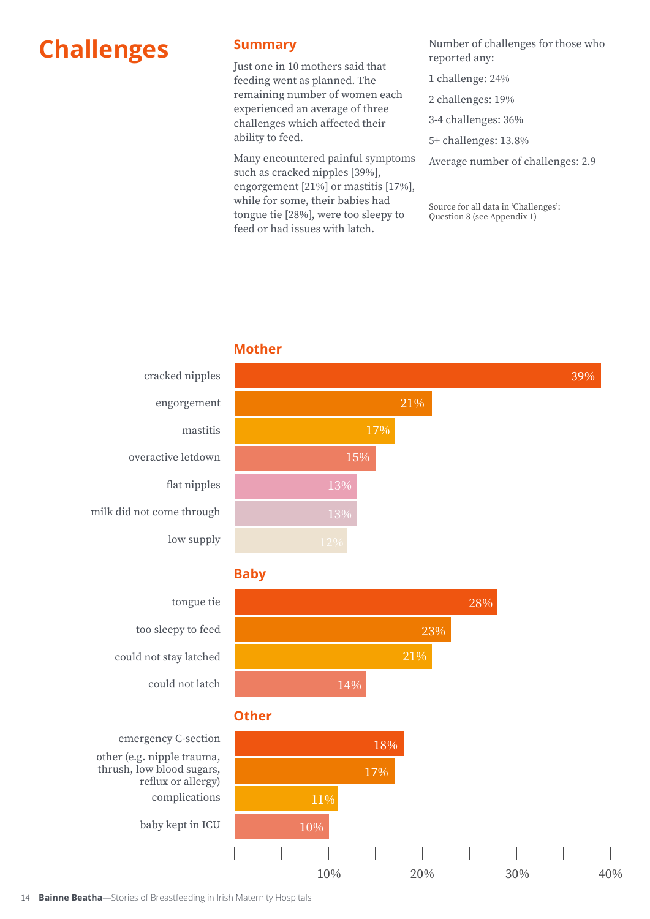# Challenges

## Summary

Just one in 10 mothers said that feeding went as planned. The remaining number of women each experienced an average of three challenges which affected their ability to feed.

Many encountered painful symptoms such as cracked nipples [39%], engorgement [21%] or mastitis [17%], while for some, their babies had tongue tie [28%], were too sleepy to feed or had issues with latch.

Number of challenges for those who reported any:

1 challenge: 24%

2 challenges: 19%

3-4 challenges: 36%

5+ challenges: 13.8%

Average number of challenges: 2.9

Source for all data in 'Challenges': Question 8 (see Appendix 1)

### Mother

| Challenge | % |
|---|---|
| cracked nipples | 39% |
| engorgement | 21% |
| mastitis | 17% |
| overactive letdown | 15% |
| flat nipples | 13% |
| milk did not come through | 13% |
| low supply | 12% |

### Baby

| Challenge | % |
|---|---|
| tongue tie | 28% |
| too sleepy to feed | 23% |
| could not stay latched | 21% |
| could not latch | 14% |

### Other

| Challenge | % |
|---|---|
| emergency C-section | 18% |
| other (e.g. nipple trauma, thrush, low blood sugars, reflux or allergy) | 17% |
| complications | 11% |
| baby kept in ICU | 10% |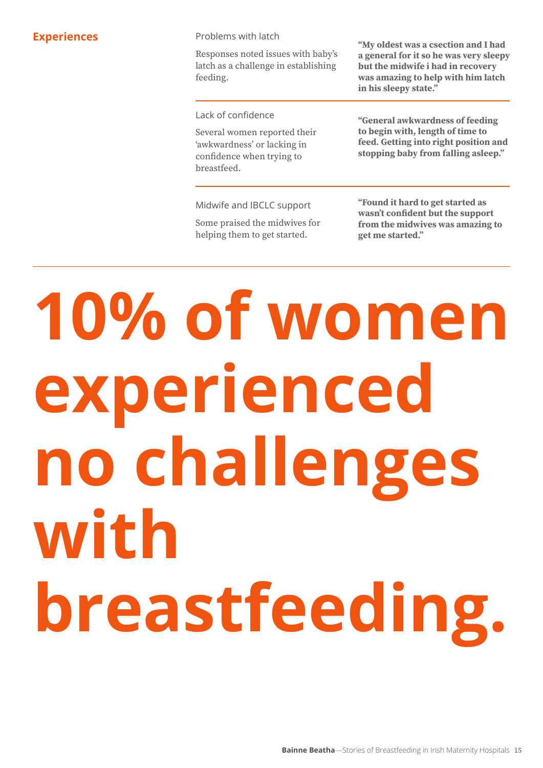## Experiences

### Problems with latch

Responses noted issues with baby's latch as a challenge in establishing feeding.

**"My oldest was a csection and I had a general for it so he was very sleepy but the midwife i had in recovery was amazing to help with him latch in his sleepy state."**

### Lack of confidence

Several women reported their 'awkwardness' or lacking in confidence when trying to breastfeed.

**"General awkwardness of feeding to begin with, length of time to feed. Getting into right position and stopping baby from falling asleep."**

### Midwife and IBCLC support

Some praised the midwives for helping them to get started.

**"Found it hard to get started as wasn't confident but the support from the midwives was amazing to get me started."**

# 10% of women experienced no challenges with breastfeeding.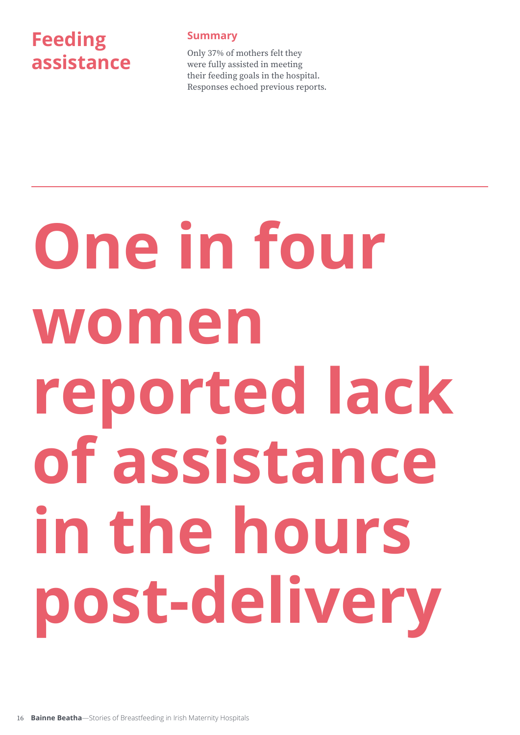# Feeding assistance

## Summary

Only 37% of mothers felt they were fully assisted in meeting their feeding goals in the hospital. Responses echoed previous reports.

---

# One in four women reported lack of assistance in the hours post-delivery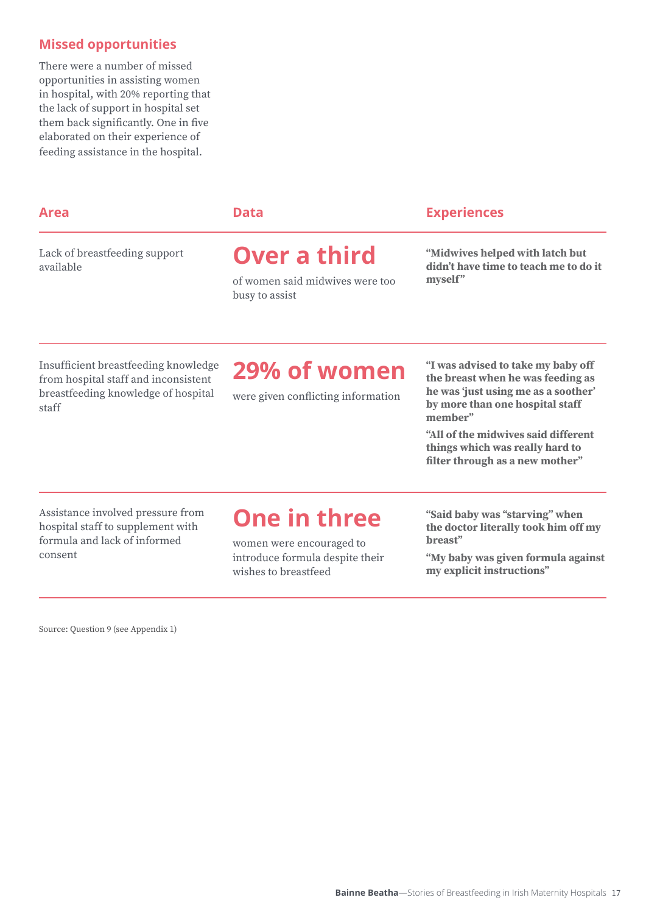## Missed opportunities

There were a number of missed opportunities in assisting women in hospital, with 20% reporting that the lack of support in hospital set them back significantly. One in five elaborated on their experience of feeding assistance in the hospital.

| Area | Data | Experiences |
| --- | --- | --- |
| Lack of breastfeeding support available | **Over a third** of women said midwives were too busy to assist | **"Midwives helped with latch but didn't have time to teach me to do it myself"** |
| Insufficient breastfeeding knowledge from hospital staff and inconsistent breastfeeding knowledge of hospital staff | **29% of women** were given conflicting information | **"I was advised to take my baby off the breast when he was feeding as he was 'just using me as a soother' by more than one hospital staff member"** **"All of the midwives said different things which was really hard to filter through as a new mother"** |
| Assistance involved pressure from hospital staff to supplement with formula and lack of informed consent | **One in three** women were encouraged to introduce formula despite their wishes to breastfeed | **"Said baby was "starving" when the doctor literally took him off my breast"** **"My baby was given formula against my explicit instructions"** |

Source: Question 9 (see Appendix 1)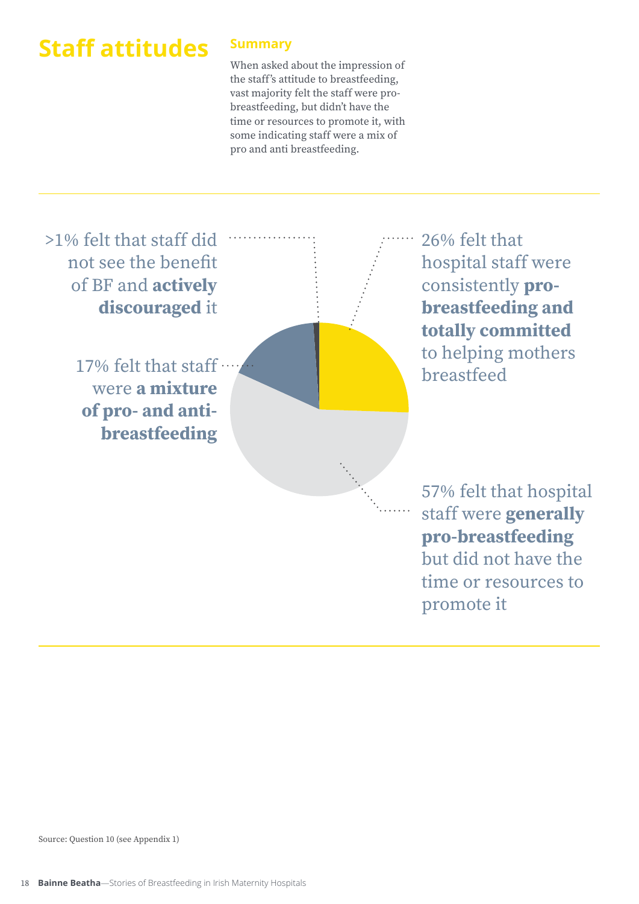# Staff attitudes

## Summary

When asked about the impression of the staff's attitude to breastfeeding, vast majority felt the staff were pro-breastfeeding, but didn't have the time or resources to promote it, with some indicating staff were a mix of pro and anti breastfeeding.

>1% felt that staff did not see the benefit of BF and **actively discouraged** it

26% felt that hospital staff were consistently **pro-breastfeeding and totally committed** to helping mothers breastfeed

17% felt that staff were **a mixture of pro- and anti-breastfeeding**

57% felt that hospital staff were **generally pro-breastfeeding** but did not have the time or resources to promote it

Source: Question 10 (see Appendix 1)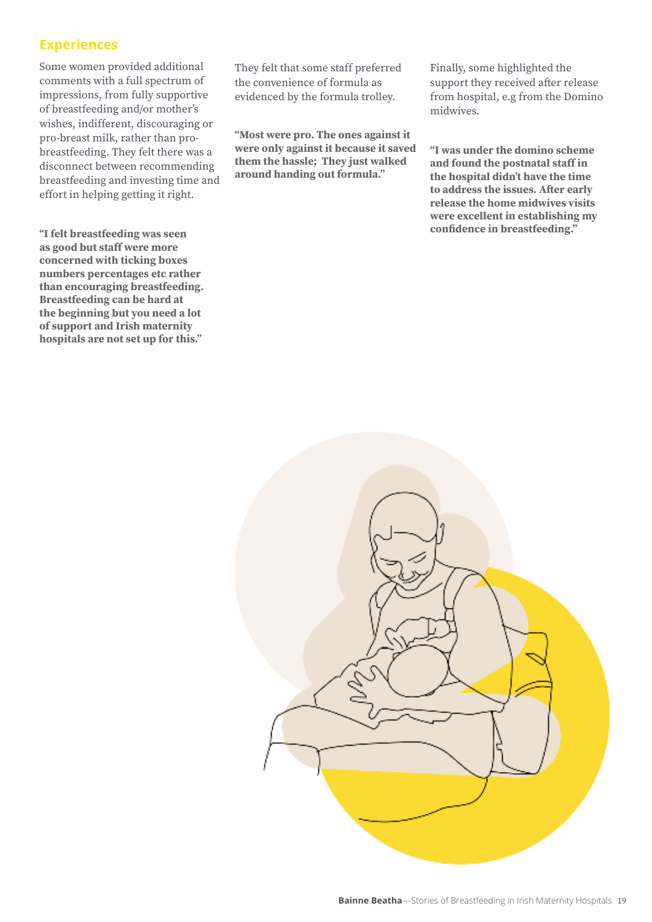## Experiences

Some women provided additional comments with a full spectrum of impressions, from fully supportive of breastfeeding and/or mother's wishes, indifferent, discouraging or pro-breast milk, rather than pro-breastfeeding. They felt there was a disconnect between recommending breastfeeding and investing time and effort in helping getting it right.

**"I felt breastfeeding was seen as good but staff were more concerned with ticking boxes numbers percentages etc rather than encouraging breastfeeding. Breastfeeding can be hard at the beginning but you need a lot of support and Irish maternity hospitals are not set up for this."**

They felt that some staff preferred the convenience of formula as evidenced by the formula trolley.

**"Most were pro. The ones against it were only against it because it saved them the hassle; They just walked around handing out formula."**

Finally, some highlighted the support they received after release from hospital, e.g from the Domino midwives.

**"I was under the domino scheme and found the postnatal staff in the hospital didn't have the time to address the issues. After early release the home midwives visits were excellent in establishing my confidence in breastfeeding."**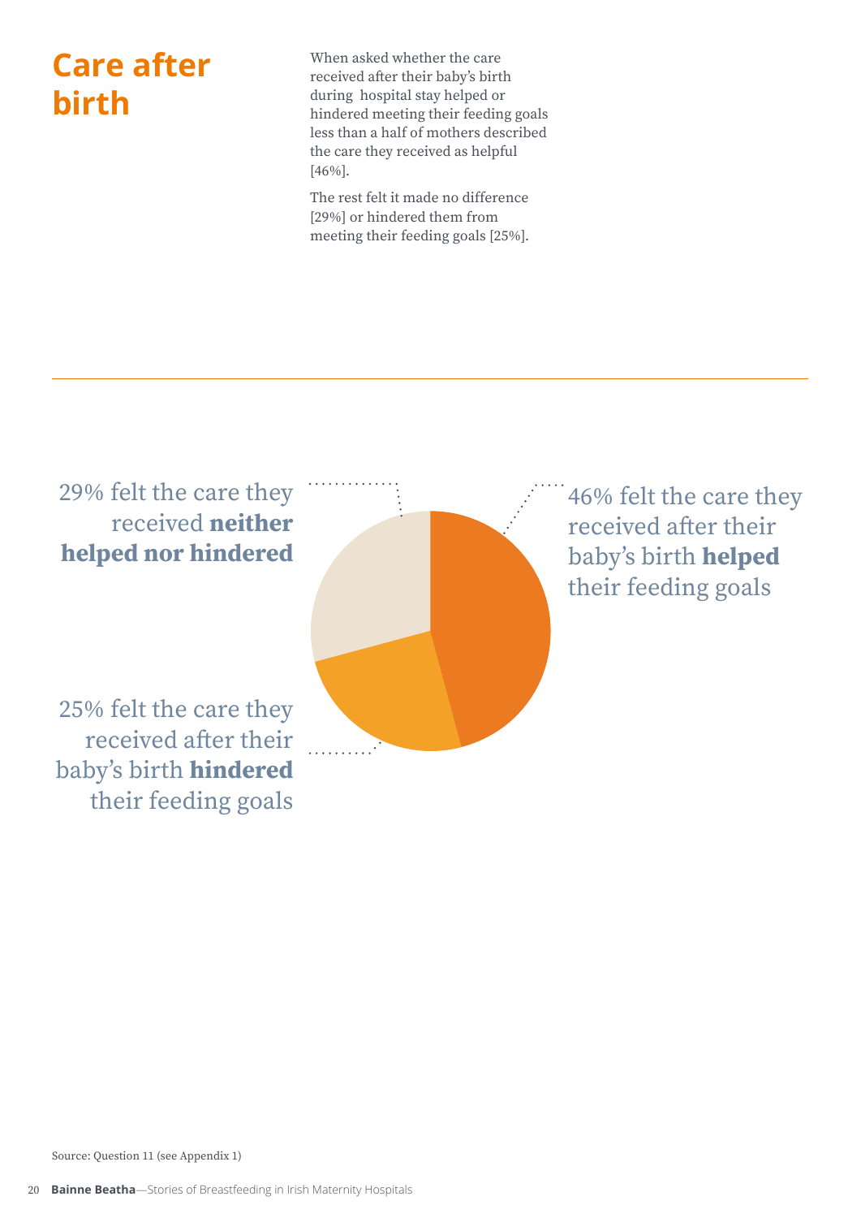# Care after birth

When asked whether the care received after their baby's birth during hospital stay helped or hindered meeting their feeding goals less than a half of mothers described the care they received as helpful [46%].

The rest felt it made no difference [29%] or hindered them from meeting their feeding goals [25%].

29% felt the care they received **neither helped nor hindered**

46% felt the care they received after their baby's birth **helped** their feeding goals

25% felt the care they received after their baby's birth **hindered** their feeding goals

Source: Question 11 (see Appendix 1)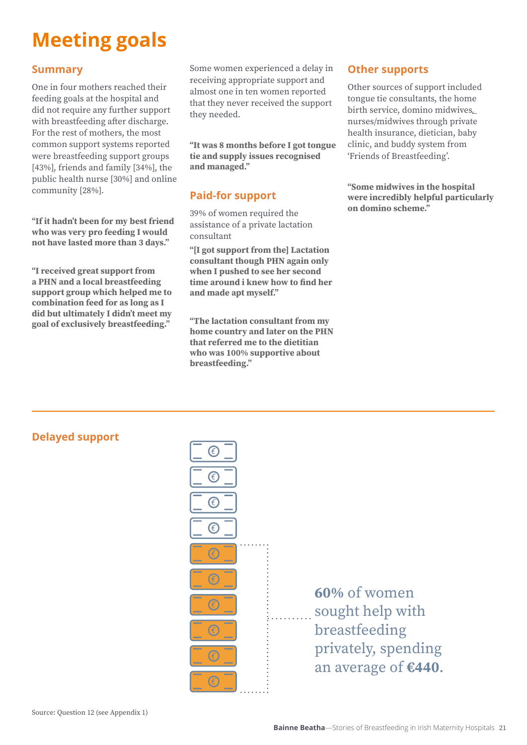# Meeting goals

## Summary

One in four mothers reached their feeding goals at the hospital and did not require any further support with breastfeeding after discharge. For the rest of mothers, the most common support systems reported were breastfeeding support groups [43%], friends and family [34%], the public health nurse [30%] and online community [28%].

**"If it hadn't been for my best friend who was very pro feeding I would not have lasted more than 3 days."**

**"I received great support from a PHN and a local breastfeeding support group which helped me to combination feed for as long as I did but ultimately I didn't meet my goal of exclusively breastfeeding."**

Some women experienced a delay in receiving appropriate support and almost one in ten women reported that they never received the support they needed.

**"It was 8 months before I got tongue tie and supply issues recognised and managed."**

## Paid-for support

39% of women required the assistance of a private lactation consultant

**"[I got support from the] Lactation consultant though PHN again only when I pushed to see her second time around i knew how to find her and made apt myself."**

**"The lactation consultant from my home country and later on the PHN that referred me to the dietitian who was 100% supportive about breastfeeding."**

## Other supports

Other sources of support included tongue tie consultants, the home birth service, domino midwives, nurses/midwives through private health insurance, dietician, baby clinic, and buddy system from 'Friends of Breastfeeding'.

**"Some midwives in the hospital were incredibly helpful particularly on domino scheme."**

## Delayed support

**60%** of women sought help with breastfeeding privately, spending an average of **€440**.

Source: Question 12 (see Appendix 1)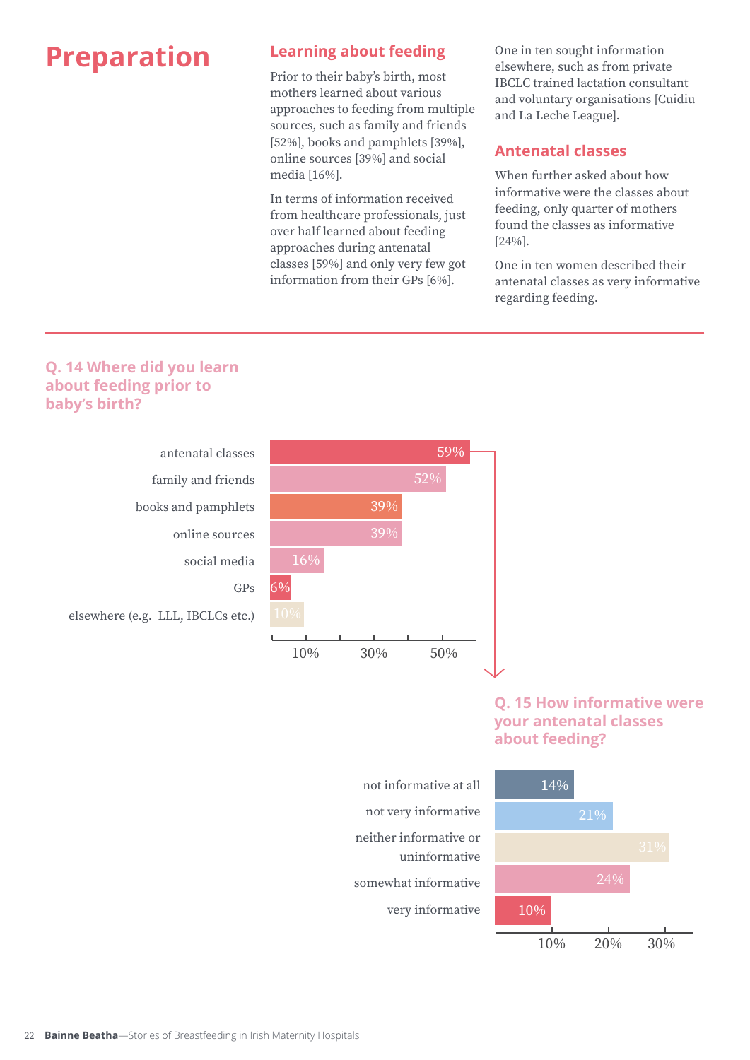# Preparation

## Learning about feeding

Prior to their baby's birth, most mothers learned about various approaches to feeding from multiple sources, such as family and friends [52%], books and pamphlets [39%], online sources [39%] and social media [16%].

In terms of information received from healthcare professionals, just over half learned about feeding approaches during antenatal classes [59%] and only very few got information from their GPs [6%].

One in ten sought information elsewhere, such as from private IBCLC trained lactation consultant and voluntary organisations [Cuidiu and La Leche League].

## Antenatal classes

When further asked about how informative were the classes about feeding, only quarter of mothers found the classes as informative [24%].

One in ten women described their antenatal classes as very informative regarding feeding.

### Q. 14 Where did you learn about feeding prior to baby's birth?

| Source | % |
|---|---|
| antenatal classes | 59% |
| family and friends | 52% |
| books and pamphlets | 39% |
| online sources | 39% |
| social media | 16% |
| GPs | 6% |
| elsewhere (e.g. LLL, IBCLCs etc.) | 10% |

### Q. 15 How informative were your antenatal classes about feeding?

| Response | % |
|---|---|
| not informative at all | 14% |
| not very informative | 21% |
| neither informative or uninformative | 31% |
| somewhat informative | 24% |
| very informative | 10% |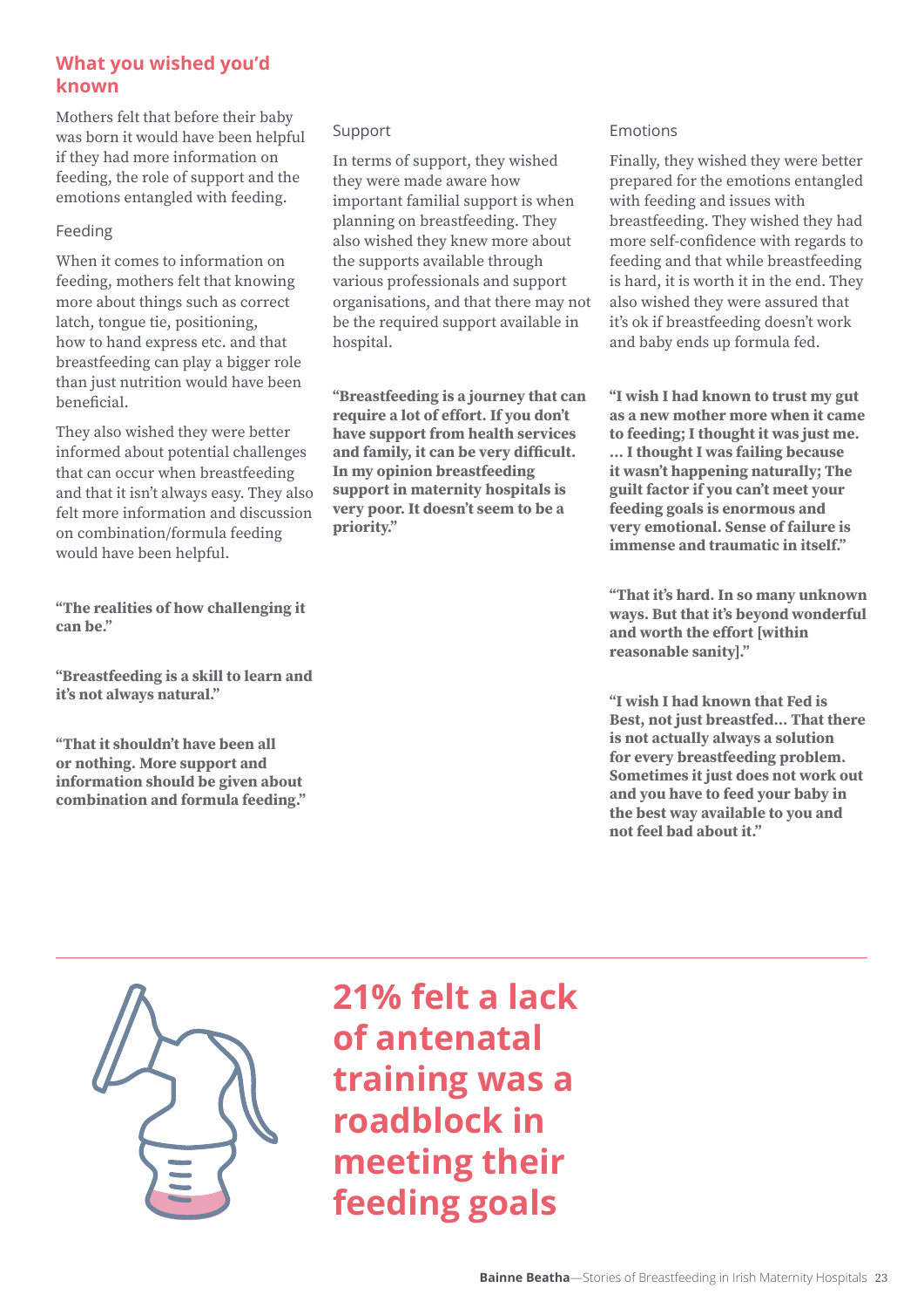## What you wished you'd known

Mothers felt that before their baby was born it would have been helpful if they had more information on feeding, the role of support and the emotions entangled with feeding.

### Feeding

When it comes to information on feeding, mothers felt that knowing more about things such as correct latch, tongue tie, positioning, how to hand express etc. and that breastfeeding can play a bigger role than just nutrition would have been beneficial.

They also wished they were better informed about potential challenges that can occur when breastfeeding and that it isn't always easy. They also felt more information and discussion on combination/formula feeding would have been helpful.

**"The realities of how challenging it can be."**

**"Breastfeeding is a skill to learn and it's not always natural."**

**"That it shouldn't have been all or nothing. More support and information should be given about combination and formula feeding."**

### Support

In terms of support, they wished they were made aware how important familial support is when planning on breastfeeding. They also wished they knew more about the supports available through various professionals and support organisations, and that there may not be the required support available in hospital.

**"Breastfeeding is a journey that can require a lot of effort. If you don't have support from health services and family, it can be very difficult. In my opinion breastfeeding support in maternity hospitals is very poor. It doesn't seem to be a priority."**

### Emotions

Finally, they wished they were better prepared for the emotions entangled with feeding and issues with breastfeeding. They wished they had more self-confidence with regards to feeding and that while breastfeeding is hard, it is worth it in the end. They also wished they were assured that it's ok if breastfeeding doesn't work and baby ends up formula fed.

**"I wish I had known to trust my gut as a new mother more when it came to feeding; I thought it was just me. … I thought I was failing because it wasn't happening naturally; The guilt factor if you can't meet your feeding goals is enormous and very emotional. Sense of failure is immense and traumatic in itself."**

**"That it's hard. In so many unknown ways. But that it's beyond wonderful and worth the effort [within reasonable sanity]."**

**"I wish I had known that Fed is Best, not just breastfed… That there is not actually always a solution for every breastfeeding problem. Sometimes it just does not work out and you have to feed your baby in the best way available to you and not feel bad about it."**

**21% felt a lack of antenatal training was a roadblock in meeting their feeding goals**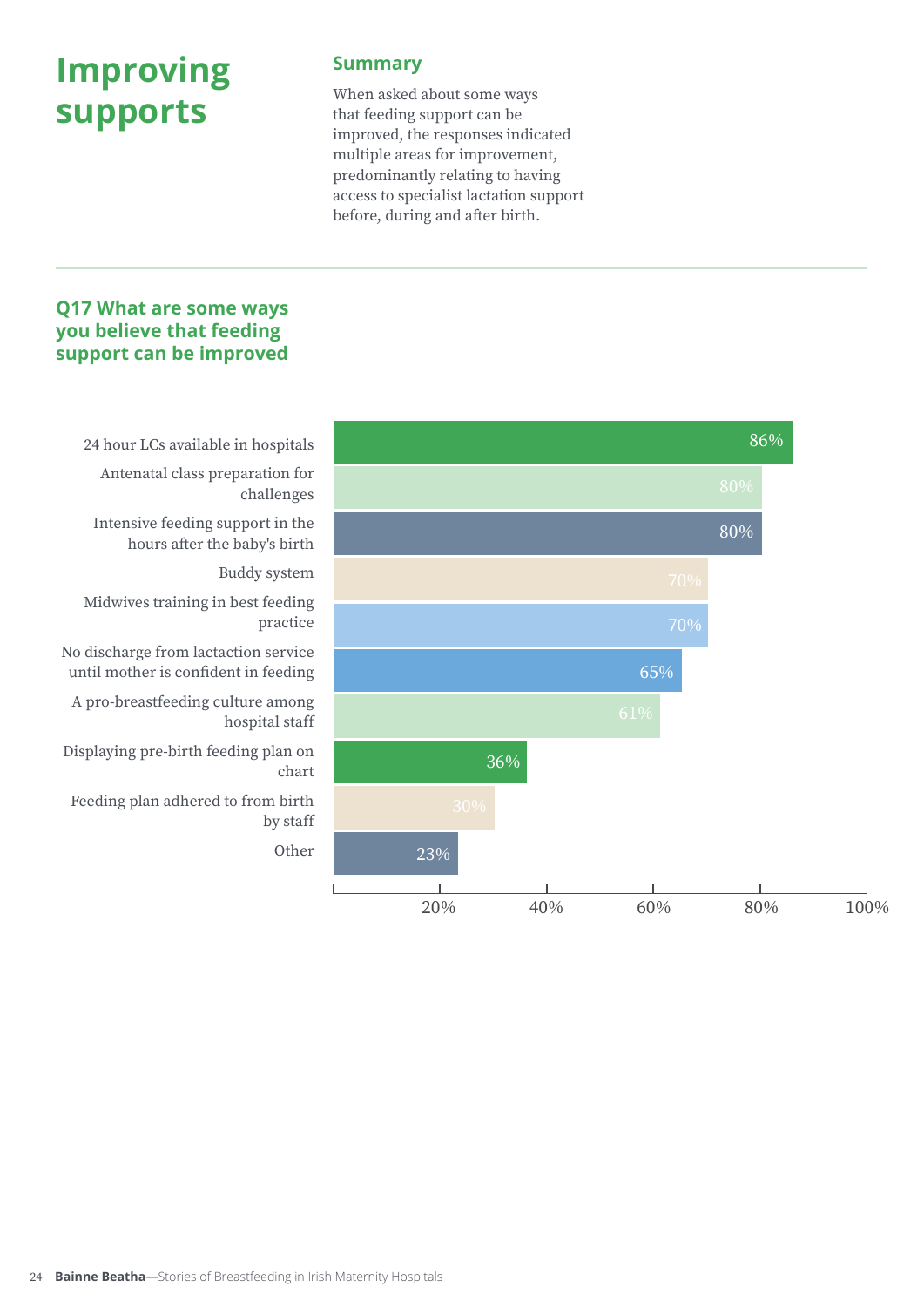# Improving supports

## Summary

When asked about some ways that feeding support can be improved, the responses indicated multiple areas for improvement, predominantly relating to having access to specialist lactation support before, during and after birth.

### Q17 What are some ways you believe that feeding support can be improved

| Response | Percentage |
| --- | --- |
| 24 hour LCs available in hospitals | 86% |
| Antenatal class preparation for challenges | 80% |
| Intensive feeding support in the hours after the baby's birth | 80% |
| Buddy system | 70% |
| Midwives training in best feeding practice | 70% |
| No discharge from lactaction service until mother is confident in feeding | 65% |
| A pro-breastfeeding culture among hospital staff | 61% |
| Displaying pre-birth feeding plan on chart | 36% |
| Feeding plan adhered to from birth by staff | 30% |
| Other | 23% |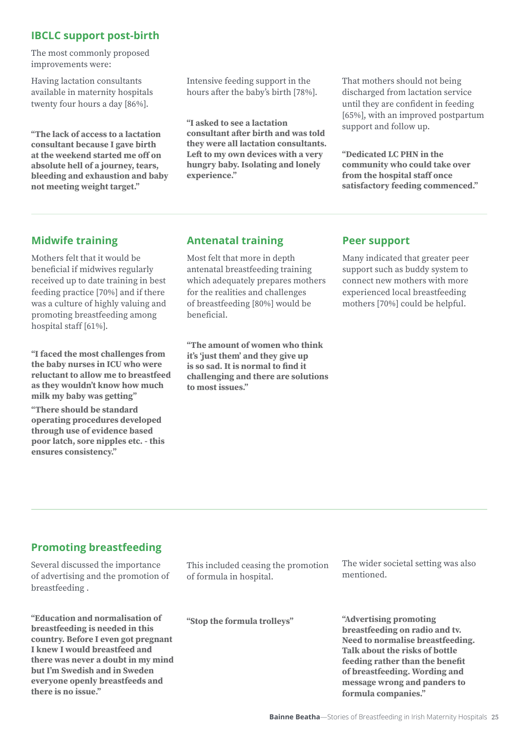## IBCLC support post-birth

The most commonly proposed improvements were:

Having lactation consultants available in maternity hospitals twenty four hours a day [86%].

**"The lack of access to a lactation consultant because I gave birth at the weekend started me off on absolute hell of a journey, tears, bleeding and exhaustion and baby not meeting weight target."**

Intensive feeding support in the hours after the baby's birth [78%].

**"I asked to see a lactation consultant after birth and was told they were all lactation consultants. Left to my own devices with a very hungry baby. Isolating and lonely experience."**

That mothers should not being discharged from lactation service until they are confident in feeding [65%], with an improved postpartum support and follow up.

**"Dedicated LC PHN in the community who could take over from the hospital staff once satisfactory feeding commenced."**

## Midwife training

Mothers felt that it would be beneficial if midwives regularly received up to date training in best feeding practice [70%] and if there was a culture of highly valuing and promoting breastfeeding among hospital staff [61%].

**"I faced the most challenges from the baby nurses in ICU who were reluctant to allow me to breastfeed as they wouldn't know how much milk my baby was getting"**

**"There should be standard operating procedures developed through use of evidence based poor latch, sore nipples etc. - this ensures consistency."**

## Antenatal training

Most felt that more in depth antenatal breastfeeding training which adequately prepares mothers for the realities and challenges of breastfeeding [80%] would be beneficial.

**"The amount of women who think it's 'just them' and they give up is so sad. It is normal to find it challenging and there are solutions to most issues."**

## Peer support

Many indicated that greater peer support such as buddy system to connect new mothers with more experienced local breastfeeding mothers [70%] could be helpful.

## Promoting breastfeeding

Several discussed the importance of advertising and the promotion of breastfeeding .

**"Education and normalisation of breastfeeding is needed in this country. Before I even got pregnant I knew I would breastfeed and there was never a doubt in my mind but I'm Swedish and in Sweden everyone openly breastfeeds and there is no issue."**

This included ceasing the promotion of formula in hospital.

**"Stop the formula trolleys"**

The wider societal setting was also mentioned.

**"Advertising promoting breastfeeding on radio and tv. Need to normalise breastfeeding. Talk about the risks of bottle feeding rather than the benefit of breastfeeding. Wording and message wrong and panders to formula companies."**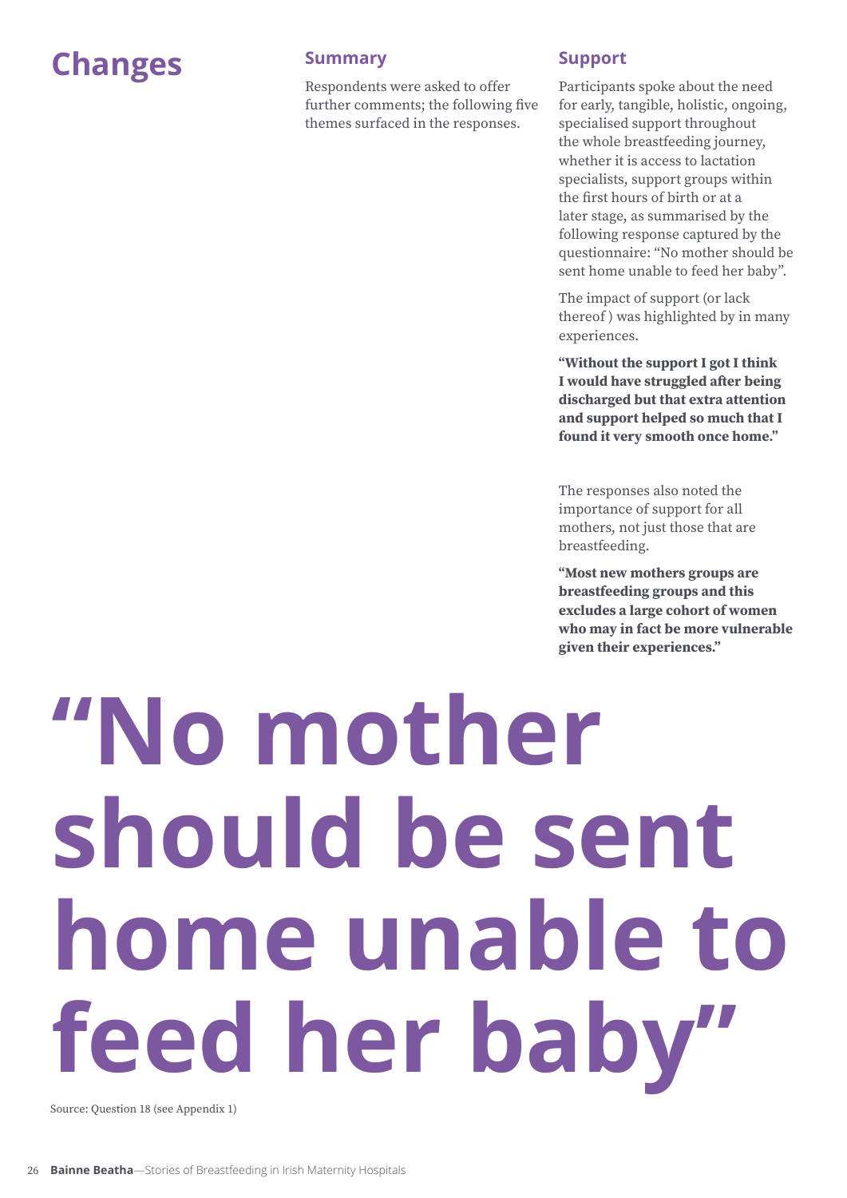# Changes

## Summary

Respondents were asked to offer further comments; the following five themes surfaced in the responses.

## Support

Participants spoke about the need for early, tangible, holistic, ongoing, specialised support throughout the whole breastfeeding journey, whether it is access to lactation specialists, support groups within the first hours of birth or at a later stage, as summarised by the following response captured by the questionnaire: "No mother should be sent home unable to feed her baby".

The impact of support (or lack thereof ) was highlighted by in many experiences.

**"Without the support I got I think I would have struggled after being discharged but that extra attention and support helped so much that I found it very smooth once home."**

The responses also noted the importance of support for all mothers, not just those that are breastfeeding.

**"Most new mothers groups are breastfeeding groups and this excludes a large cohort of women who may in fact be more vulnerable given their experiences."**

# "No mother should be sent home unable to feed her baby"

Source: Question 18 (see Appendix 1)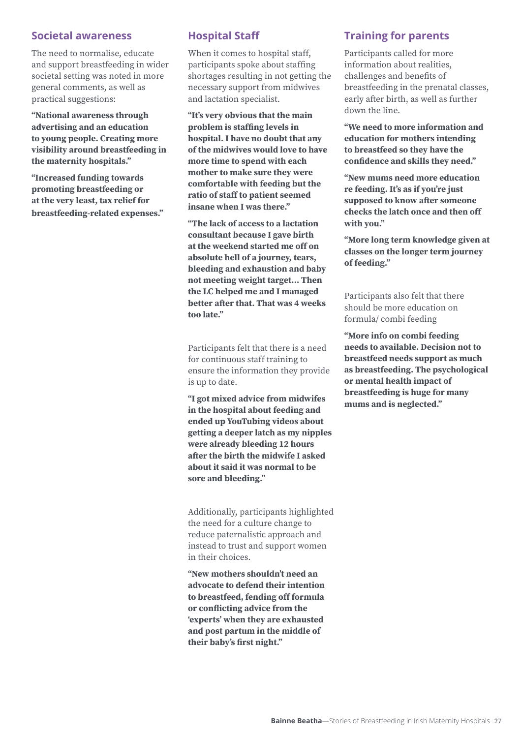## Societal awareness

The need to normalise, educate and support breastfeeding in wider societal setting was noted in more general comments, as well as practical suggestions:

**"National awareness through advertising and an education to young people. Creating more visibility around breastfeeding in the maternity hospitals."**

**"Increased funding towards promoting breastfeeding or at the very least, tax relief for breastfeeding-related expenses."**

## Hospital Staff

When it comes to hospital staff, participants spoke about staffing shortages resulting in not getting the necessary support from midwives and lactation specialist.

**"It's very obvious that the main problem is staffing levels in hospital. I have no doubt that any of the midwives would love to have more time to spend with each mother to make sure they were comfortable with feeding but the ratio of staff to patient seemed insane when I was there."**

**"The lack of access to a lactation consultant because I gave birth at the weekend started me off on absolute hell of a journey, tears, bleeding and exhaustion and baby not meeting weight target... Then the LC helped me and I managed better after that. That was 4 weeks too late."**

Participants felt that there is a need for continuous staff training to ensure the information they provide is up to date.

**"I got mixed advice from midwifes in the hospital about feeding and ended up YouTubing videos about getting a deeper latch as my nipples were already bleeding 12 hours after the birth the midwife I asked about it said it was normal to be sore and bleeding."**

Additionally, participants highlighted the need for a culture change to reduce paternalistic approach and instead to trust and support women in their choices.

**"New mothers shouldn't need an advocate to defend their intention to breastfeed, fending off formula or conflicting advice from the 'experts' when they are exhausted and post partum in the middle of their baby's first night."**

## Training for parents

Participants called for more information about realities, challenges and benefits of breastfeeding in the prenatal classes, early after birth, as well as further down the line.

**"We need to more information and education for mothers intending to breastfeed so they have the confidence and skills they need."**

**"New mums need more education re feeding. It's as if you're just supposed to know after someone checks the latch once and then off with you."**

**"More long term knowledge given at classes on the longer term journey of feeding."**

Participants also felt that there should be more education on formula/ combi feeding

**"More info on combi feeding needs to available. Decision not to breastfeed needs support as much as breastfeeding. The psychological or mental health impact of breastfeeding is huge for many mums and is neglected."**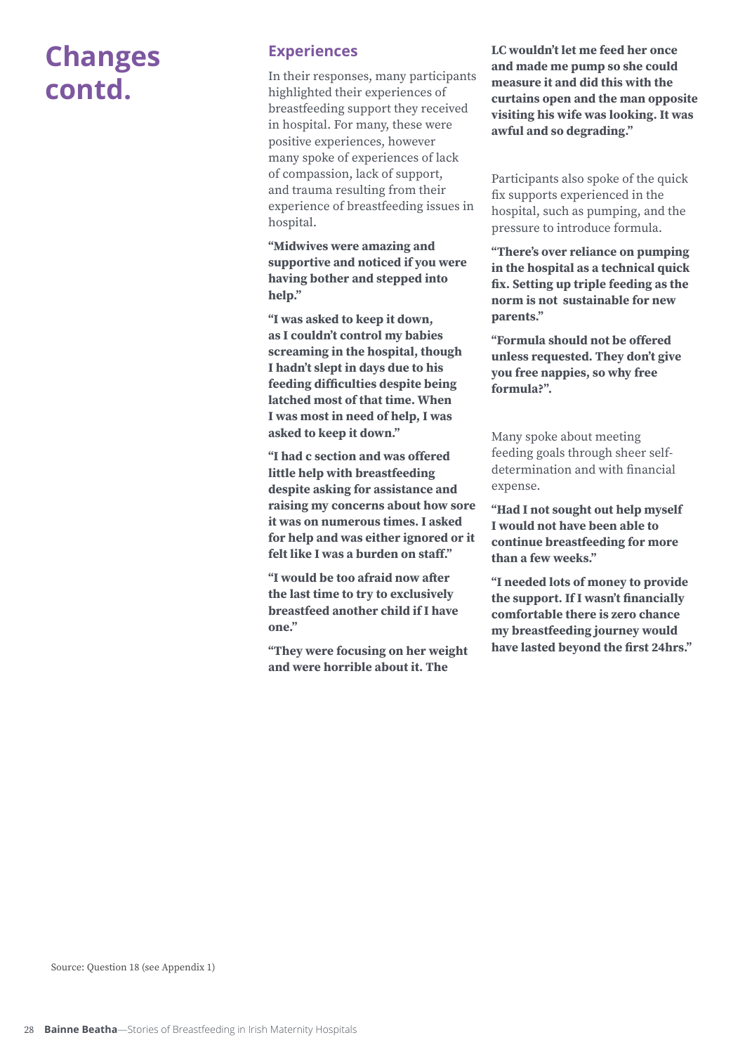# Changes contd.

## Experiences

In their responses, many participants highlighted their experiences of breastfeeding support they received in hospital. For many, these were positive experiences, however many spoke of experiences of lack of compassion, lack of support, and trauma resulting from their experience of breastfeeding issues in hospital.

**"Midwives were amazing and supportive and noticed if you were having bother and stepped into help."**

**"I was asked to keep it down, as I couldn't control my babies screaming in the hospital, though I hadn't slept in days due to his feeding difficulties despite being latched most of that time. When I was most in need of help, I was asked to keep it down."**

**"I had c section and was offered little help with breastfeeding despite asking for assistance and raising my concerns about how sore it was on numerous times. I asked for help and was either ignored or it felt like I was a burden on staff."**

**"I would be too afraid now after the last time to try to exclusively breastfeed another child if I have one."**

**"They were focusing on her weight and were horrible about it. The LC wouldn't let me feed her once and made me pump so she could measure it and did this with the curtains open and the man opposite visiting his wife was looking. It was awful and so degrading."**

Participants also spoke of the quick fix supports experienced in the hospital, such as pumping, and the pressure to introduce formula.

**"There's over reliance on pumping in the hospital as a technical quick fix. Setting up triple feeding as the norm is not sustainable for new parents."**

**"Formula should not be offered unless requested. They don't give you free nappies, so why free formula?".**

Many spoke about meeting feeding goals through sheer self-determination and with financial expense.

**"Had I not sought out help myself I would not have been able to continue breastfeeding for more than a few weeks."**

**"I needed lots of money to provide the support. If I wasn't financially comfortable there is zero chance my breastfeeding journey would have lasted beyond the first 24hrs."**

Source: Question 18 (see Appendix 1)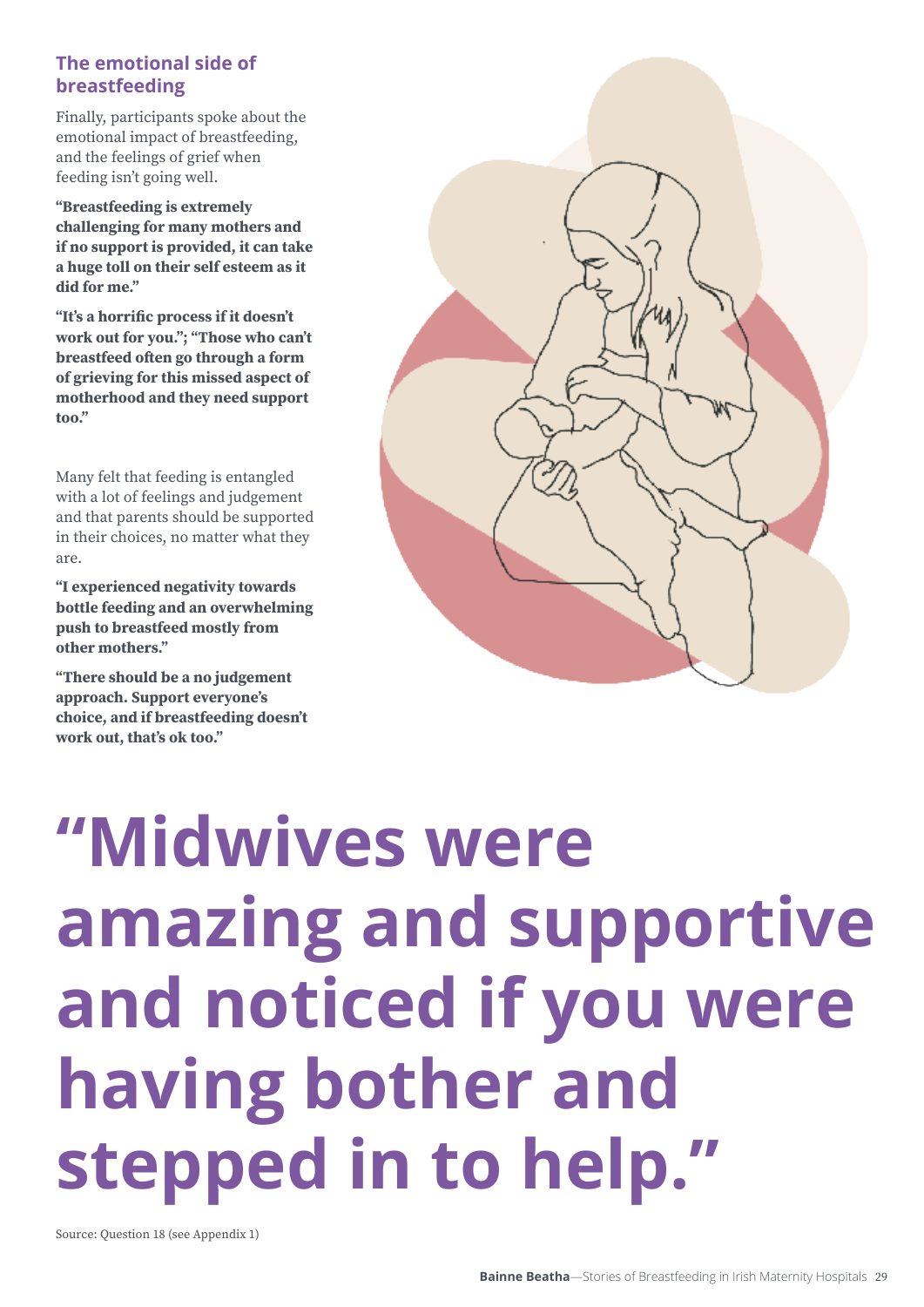## The emotional side of breastfeeding

Finally, participants spoke about the emotional impact of breastfeeding, and the feelings of grief when feeding isn't going well.

**"Breastfeeding is extremely challenging for many mothers and if no support is provided, it can take a huge toll on their self esteem as it did for me."**

**"It's a horrific process if it doesn't work out for you."; "Those who can't breastfeed often go through a form of grieving for this missed aspect of motherhood and they need support too."**

Many felt that feeding is entangled with a lot of feelings and judgement and that parents should be supported in their choices, no matter what they are.

**"I experienced negativity towards bottle feeding and an overwhelming push to breastfeed mostly from other mothers."**

**"There should be a no judgement approach. Support everyone's choice, and if breastfeeding doesn't work out, that's ok too."**

# "Midwives were amazing and supportive and noticed if you were having bother and stepped in to help."

Source: Question 18 (see Appendix 1)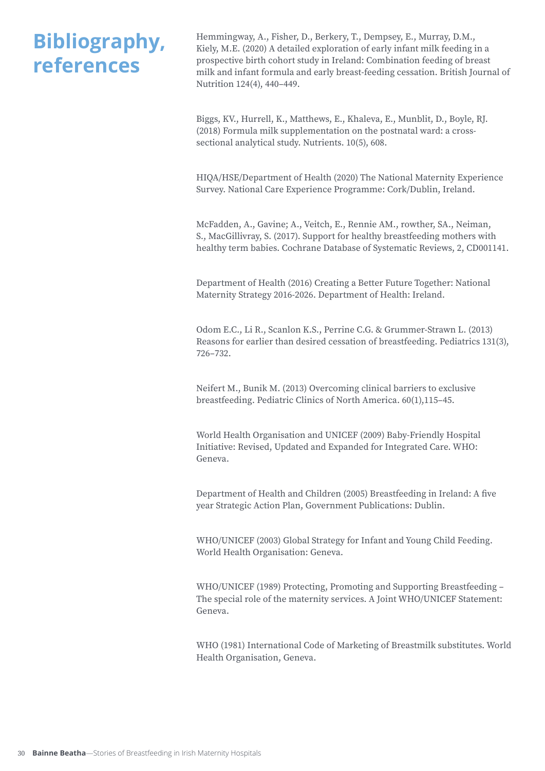# Bibliography, references

Hemmingway, A., Fisher, D., Berkery, T., Dempsey, E., Murray, D.M., Kiely, M.E. (2020) A detailed exploration of early infant milk feeding in a prospective birth cohort study in Ireland: Combination feeding of breast milk and infant formula and early breast-feeding cessation. British Journal of Nutrition 124(4), 440–449.

Biggs, KV., Hurrell, K., Matthews, E., Khaleva, E., Munblit, D., Boyle, RJ. (2018) Formula milk supplementation on the postnatal ward: a cross-sectional analytical study. Nutrients. 10(5), 608.

HIQA/HSE/Department of Health (2020) The National Maternity Experience Survey. National Care Experience Programme: Cork/Dublin, Ireland.

McFadden, A., Gavine; A., Veitch, E., Rennie AM., rowther, SA., Neiman, S., MacGillivray, S. (2017). Support for healthy breastfeeding mothers with healthy term babies. Cochrane Database of Systematic Reviews, 2, CD001141.

Department of Health (2016) Creating a Better Future Together: National Maternity Strategy 2016-2026. Department of Health: Ireland.

Odom E.C., Li R., Scanlon K.S., Perrine C.G. & Grummer-Strawn L. (2013) Reasons for earlier than desired cessation of breastfeeding. Pediatrics 131(3), 726–732.

Neifert M., Bunik M. (2013) Overcoming clinical barriers to exclusive breastfeeding. Pediatric Clinics of North America. 60(1),115–45.

World Health Organisation and UNICEF (2009) Baby-Friendly Hospital Initiative: Revised, Updated and Expanded for Integrated Care. WHO: Geneva.

Department of Health and Children (2005) Breastfeeding in Ireland: A five year Strategic Action Plan, Government Publications: Dublin.

WHO/UNICEF (2003) Global Strategy for Infant and Young Child Feeding. World Health Organisation: Geneva.

WHO/UNICEF (1989) Protecting, Promoting and Supporting Breastfeeding – The special role of the maternity services. A Joint WHO/UNICEF Statement: Geneva.

WHO (1981) International Code of Marketing of Breastmilk substitutes. World Health Organisation, Geneva.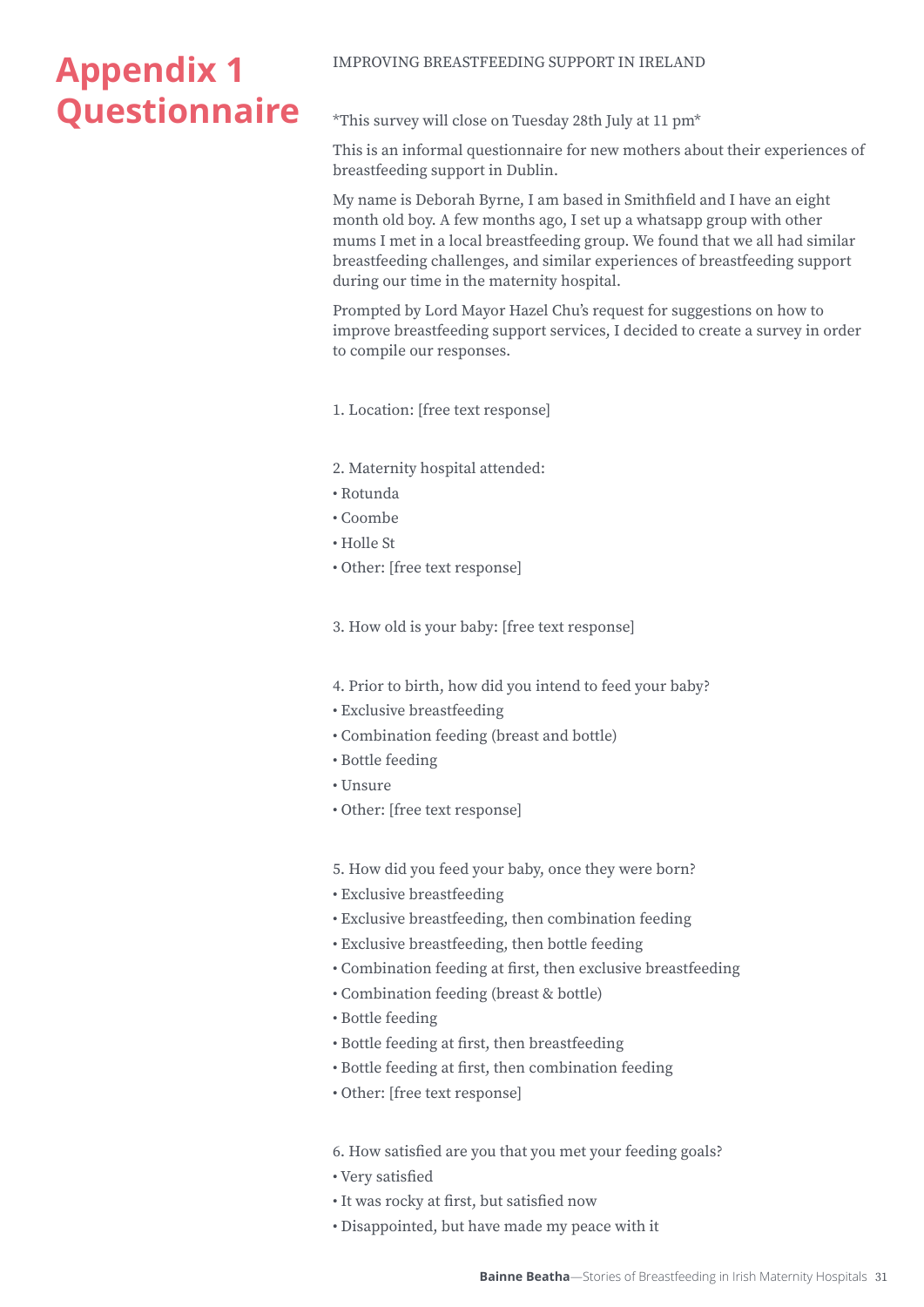# Appendix 1 Questionnaire

IMPROVING BREASTFEEDING SUPPORT IN IRELAND

*This survey will close on Tuesday 28th July at 11 pm*

This is an informal questionnaire for new mothers about their experiences of breastfeeding support in Dublin.

My name is Deborah Byrne, I am based in Smithfield and I have an eight month old boy. A few months ago, I set up a whatsapp group with other mums I met in a local breastfeeding group. We found that we all had similar breastfeeding challenges, and similar experiences of breastfeeding support during our time in the maternity hospital.

Prompted by Lord Mayor Hazel Chu's request for suggestions on how to improve breastfeeding support services, I decided to create a survey in order to compile our responses.

1. Location: [free text response]

2. Maternity hospital attended:
- Rotunda
- Coombe
- Holle St
- Other: [free text response]

3. How old is your baby: [free text response]

4. Prior to birth, how did you intend to feed your baby?
- Exclusive breastfeeding
- Combination feeding (breast and bottle)
- Bottle feeding
- Unsure
- Other: [free text response]

5. How did you feed your baby, once they were born?
- Exclusive breastfeeding
- Exclusive breastfeeding, then combination feeding
- Exclusive breastfeeding, then bottle feeding
- Combination feeding at first, then exclusive breastfeeding
- Combination feeding (breast & bottle)
- Bottle feeding
- Bottle feeding at first, then breastfeeding
- Bottle feeding at first, then combination feeding
- Other: [free text response]

6. How satisfied are you that you met your feeding goals?
- Very satisfied
- It was rocky at first, but satisfied now
- Disappointed, but have made my peace with it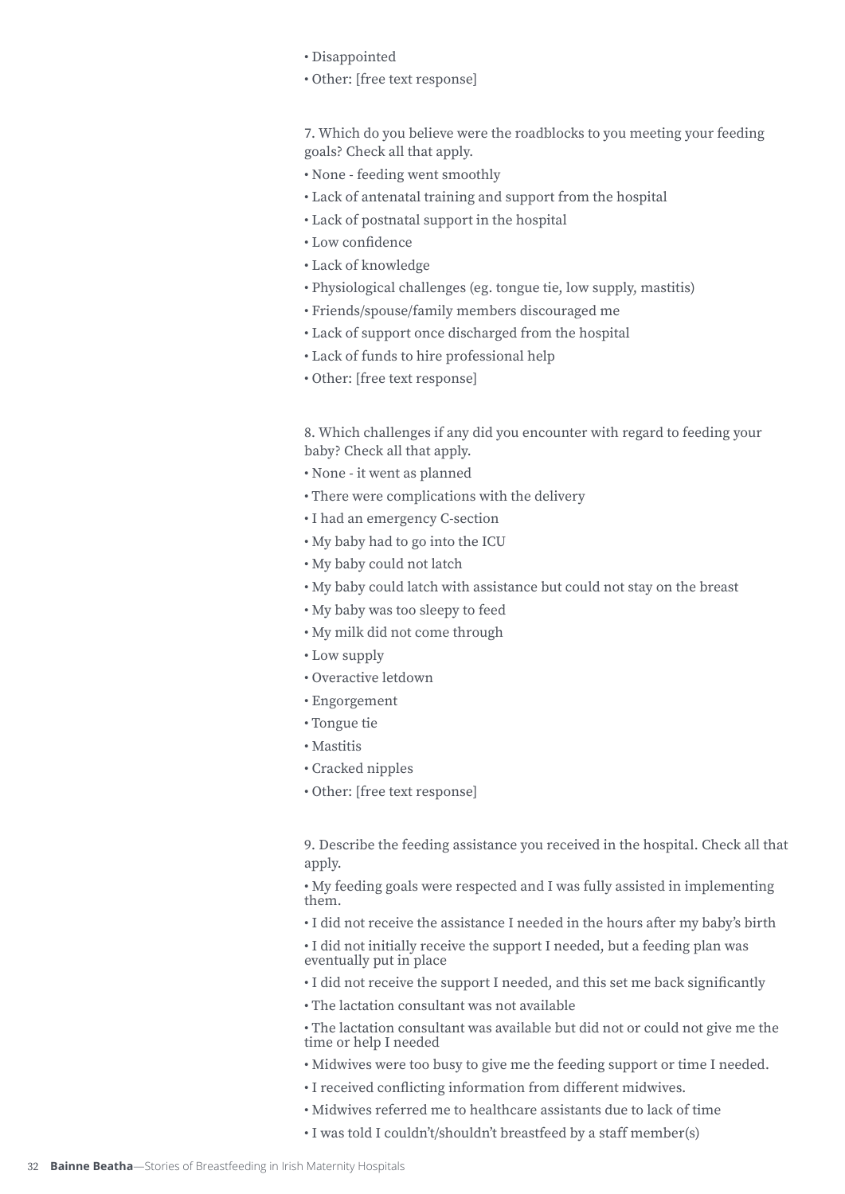- Disappointed
- Other: [free text response]

7. Which do you believe were the roadblocks to you meeting your feeding goals? Check all that apply.

- None - feeding went smoothly
- Lack of antenatal training and support from the hospital
- Lack of postnatal support in the hospital
- Low confidence
- Lack of knowledge
- Physiological challenges (eg. tongue tie, low supply, mastitis)
- Friends/spouse/family members discouraged me
- Lack of support once discharged from the hospital
- Lack of funds to hire professional help
- Other: [free text response]

8. Which challenges if any did you encounter with regard to feeding your baby? Check all that apply.

- None - it went as planned
- There were complications with the delivery
- I had an emergency C-section
- My baby had to go into the ICU
- My baby could not latch
- My baby could latch with assistance but could not stay on the breast
- My baby was too sleepy to feed
- My milk did not come through
- Low supply
- Overactive letdown
- Engorgement
- Tongue tie
- Mastitis
- Cracked nipples
- Other: [free text response]

9. Describe the feeding assistance you received in the hospital. Check all that apply.

- My feeding goals were respected and I was fully assisted in implementing them.
- I did not receive the assistance I needed in the hours after my baby's birth
- I did not initially receive the support I needed, but a feeding plan was eventually put in place
- I did not receive the support I needed, and this set me back significantly
- The lactation consultant was not available
- The lactation consultant was available but did not or could not give me the time or help I needed
- Midwives were too busy to give me the feeding support or time I needed.
- I received conflicting information from different midwives.
- Midwives referred me to healthcare assistants due to lack of time
- I was told I couldn't/shouldn't breastfeed by a staff member(s)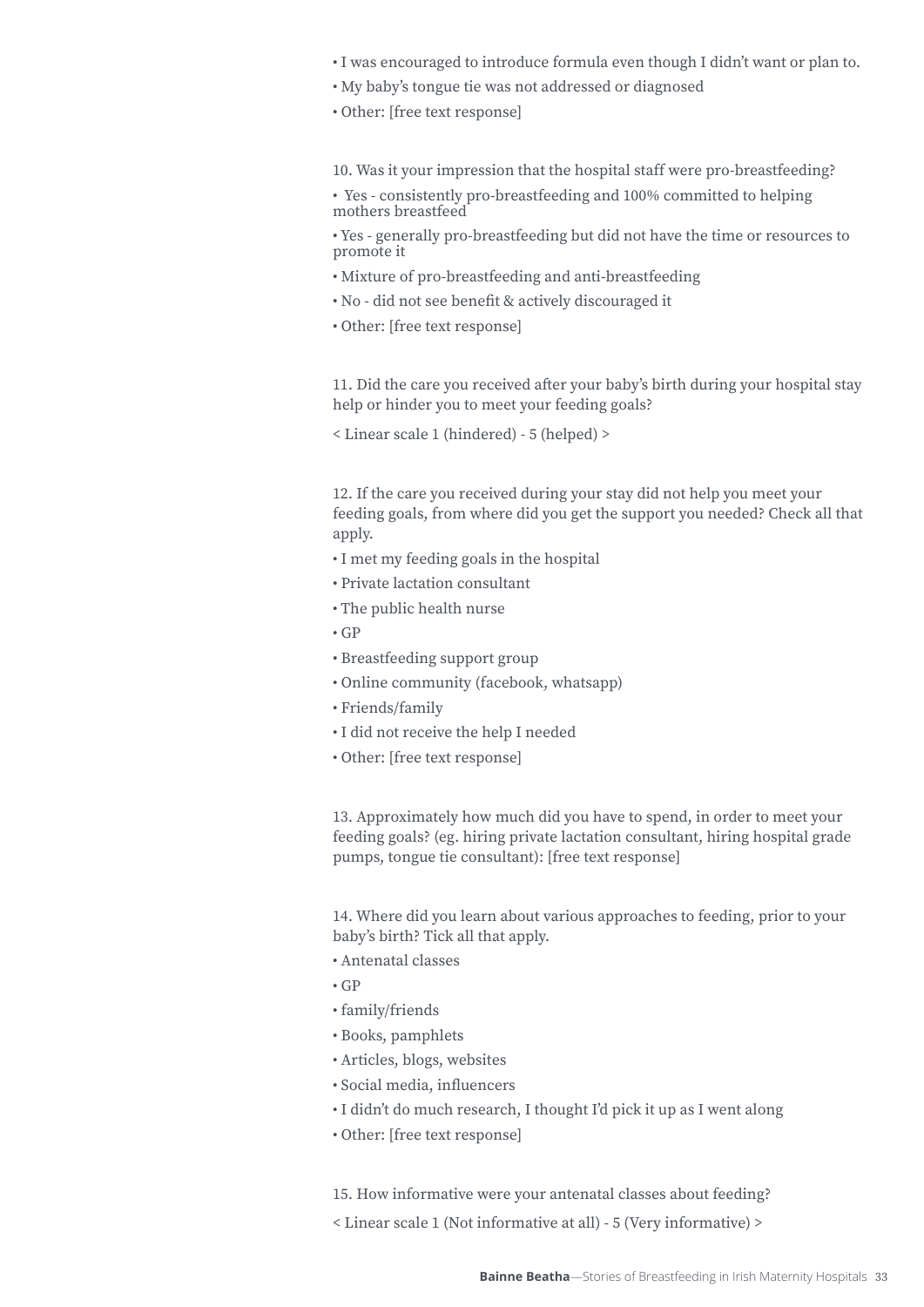- I was encouraged to introduce formula even though I didn't want or plan to.
- My baby's tongue tie was not addressed or diagnosed
- Other: [free text response]

10. Was it your impression that the hospital staff were pro-breastfeeding?

- Yes - consistently pro-breastfeeding and 100% committed to helping mothers breastfeed
- Yes - generally pro-breastfeeding but did not have the time or resources to promote it
- Mixture of pro-breastfeeding and anti-breastfeeding
- No - did not see benefit & actively discouraged it
- Other: [free text response]

11. Did the care you received after your baby's birth during your hospital stay help or hinder you to meet your feeding goals?

< Linear scale 1 (hindered) - 5 (helped) >

12. If the care you received during your stay did not help you meet your feeding goals, from where did you get the support you needed? Check all that apply.

- I met my feeding goals in the hospital
- Private lactation consultant
- The public health nurse
- GP
- Breastfeeding support group
- Online community (facebook, whatsapp)
- Friends/family
- I did not receive the help I needed
- Other: [free text response]

13. Approximately how much did you have to spend, in order to meet your feeding goals? (eg. hiring private lactation consultant, hiring hospital grade pumps, tongue tie consultant): [free text response]

14. Where did you learn about various approaches to feeding, prior to your baby's birth? Tick all that apply.

- Antenatal classes
- GP
- family/friends
- Books, pamphlets
- Articles, blogs, websites
- Social media, influencers
- I didn't do much research, I thought I'd pick it up as I went along
- Other: [free text response]

15. How informative were your antenatal classes about feeding?

< Linear scale 1 (Not informative at all) - 5 (Very informative) >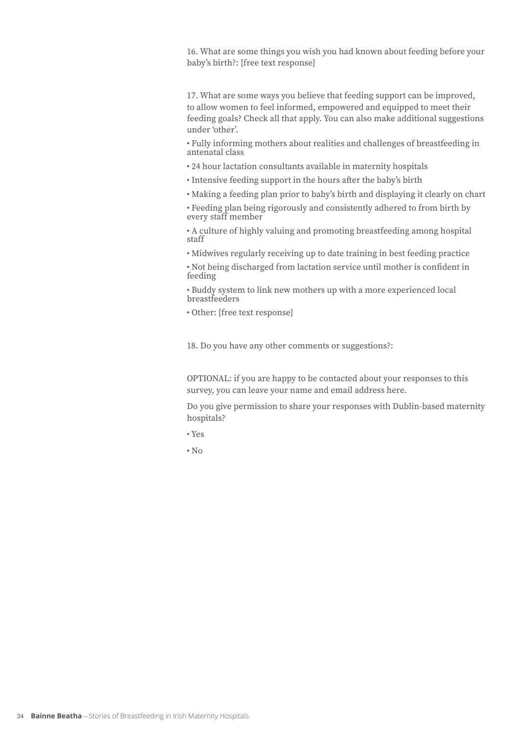16. What are some things you wish you had known about feeding before your baby's birth?: [free text response]

17. What are some ways you believe that feeding support can be improved, to allow women to feel informed, empowered and equipped to meet their feeding goals? Check all that apply. You can also make additional suggestions under 'other'.

- Fully informing mothers about realities and challenges of breastfeeding in antenatal class
- 24 hour lactation consultants available in maternity hospitals
- Intensive feeding support in the hours after the baby's birth
- Making a feeding plan prior to baby's birth and displaying it clearly on chart
- Feeding plan being rigorously and consistently adhered to from birth by every staff member
- A culture of highly valuing and promoting breastfeeding among hospital staff
- Midwives regularly receiving up to date training in best feeding practice
- Not being discharged from lactation service until mother is confident in feeding
- Buddy system to link new mothers up with a more experienced local breastfeeders
- Other: [free text response]

18. Do you have any other comments or suggestions?:

OPTIONAL: if you are happy to be contacted about your responses to this survey, you can leave your name and email address here.

Do you give permission to share your responses with Dublin-based maternity hospitals?

- Yes
- No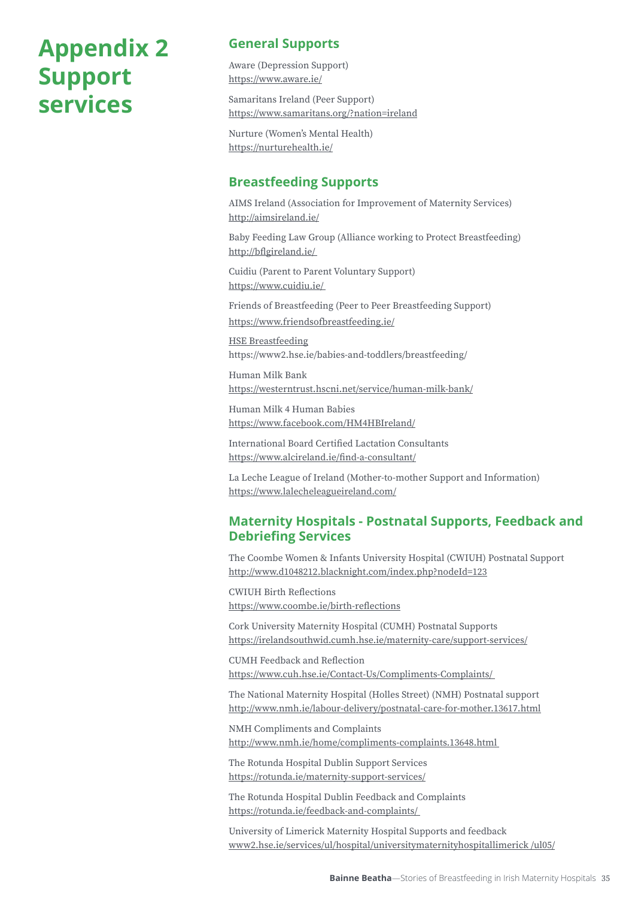# Appendix 2 Support services

## General Supports

Aware (Depression Support)
https://www.aware.ie/

Samaritans Ireland (Peer Support)
https://www.samaritans.org/?nation=ireland

Nurture (Women's Mental Health)
https://nurturehealth.ie/

## Breastfeeding Supports

AIMS Ireland (Association for Improvement of Maternity Services)
http://aimsireland.ie/

Baby Feeding Law Group (Alliance working to Protect Breastfeeding)
http://bflgireland.ie/

Cuidiu (Parent to Parent Voluntary Support)
https://www.cuidiu.ie/

Friends of Breastfeeding (Peer to Peer Breastfeeding Support)
https://www.friendsofbreastfeeding.ie/

HSE Breastfeeding
https://www2.hse.ie/babies-and-toddlers/breastfeeding/

Human Milk Bank
https://westerntrust.hscni.net/service/human-milk-bank/

Human Milk 4 Human Babies
https://www.facebook.com/HM4HBIreland/

International Board Certified Lactation Consultants
https://www.alcireland.ie/find-a-consultant/

La Leche League of Ireland (Mother-to-mother Support and Information)
https://www.lalecheleagueireland.com/

## Maternity Hospitals - Postnatal Supports, Feedback and Debriefing Services

The Coombe Women & Infants University Hospital (CWIUH) Postnatal Support
http://www.d1048212.blacknight.com/index.php?nodeId=123

CWIUH Birth Reflections
https://www.coombe.ie/birth-reflections

Cork University Maternity Hospital (CUMH) Postnatal Supports
https://irelandsouthwid.cumh.hse.ie/maternity-care/support-services/

CUMH Feedback and Reflection
https://www.cuh.hse.ie/Contact-Us/Compliments-Complaints/

The National Maternity Hospital (Holles Street) (NMH) Postnatal support
http://www.nmh.ie/labour-delivery/postnatal-care-for-mother.13617.html

NMH Compliments and Complaints
http://www.nmh.ie/home/compliments-complaints.13648.html

The Rotunda Hospital Dublin Support Services
https://rotunda.ie/maternity-support-services/

The Rotunda Hospital Dublin Feedback and Complaints
https://rotunda.ie/feedback-and-complaints/

University of Limerick Maternity Hospital Supports and feedback
www2.hse.ie/services/ul/hospital/universitymaternityhospitallimerick /ul05/